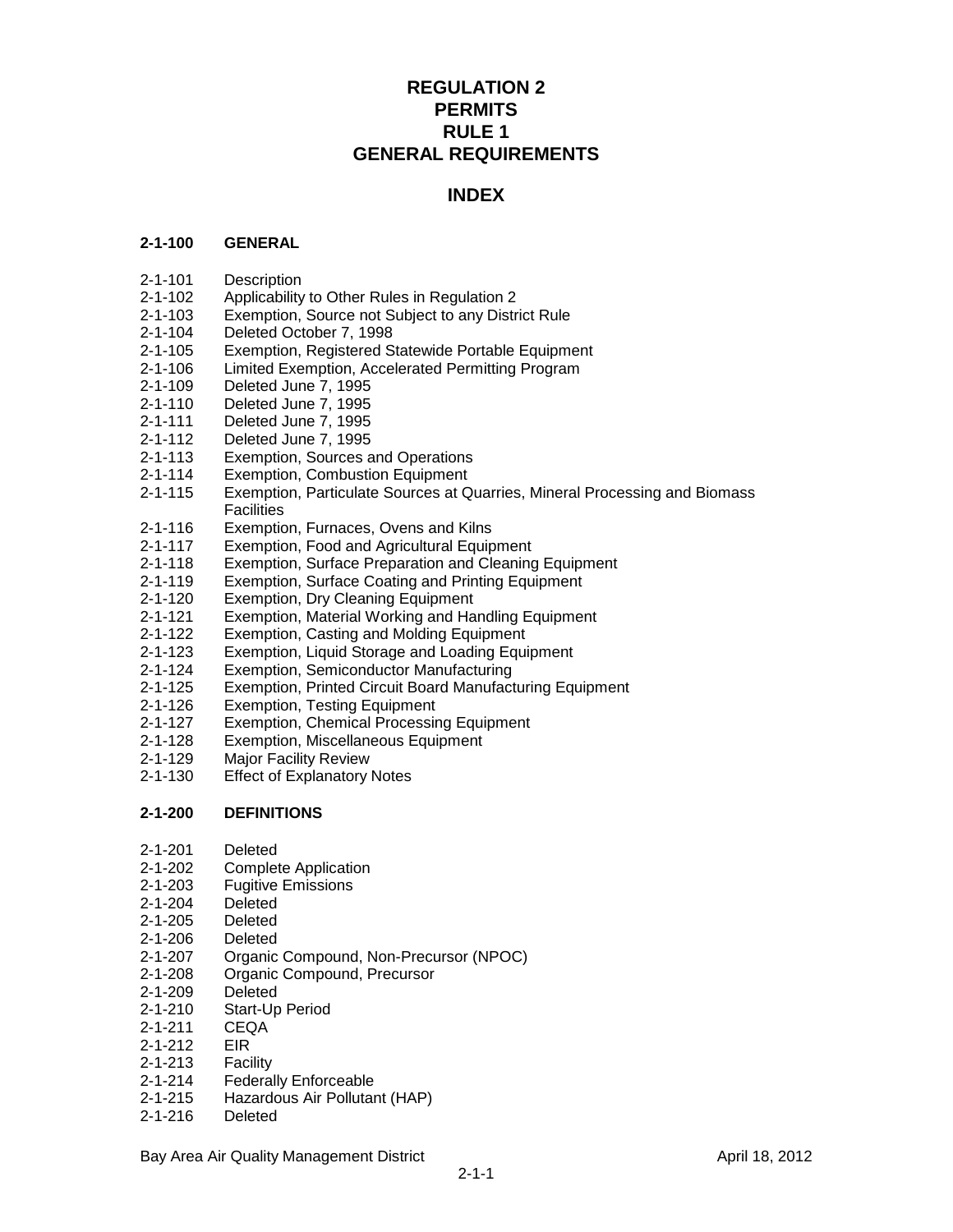# REGULATION 2
# PERMITS
# RULE 1
# GENERAL REQUIREMENTS

## INDEX

**2-1-100 GENERAL**

2-1-101 Description
2-1-102 Applicability to Other Rules in Regulation 2
2-1-103 Exemption, Source not Subject to any District Rule
2-1-104 Deleted October 7, 1998
2-1-105 Exemption, Registered Statewide Portable Equipment
2-1-106 Limited Exemption, Accelerated Permitting Program
2-1-109 Deleted June 7, 1995
2-1-110 Deleted June 7, 1995
2-1-111 Deleted June 7, 1995
2-1-112 Deleted June 7, 1995
2-1-113 Exemption, Sources and Operations
2-1-114 Exemption, Combustion Equipment
2-1-115 Exemption, Particulate Sources at Quarries, Mineral Processing and Biomass Facilities
2-1-116 Exemption, Furnaces, Ovens and Kilns
2-1-117 Exemption, Food and Agricultural Equipment
2-1-118 Exemption, Surface Preparation and Cleaning Equipment
2-1-119 Exemption, Surface Coating and Printing Equipment
2-1-120 Exemption, Dry Cleaning Equipment
2-1-121 Exemption, Material Working and Handling Equipment
2-1-122 Exemption, Casting and Molding Equipment
2-1-123 Exemption, Liquid Storage and Loading Equipment
2-1-124 Exemption, Semiconductor Manufacturing
2-1-125 Exemption, Printed Circuit Board Manufacturing Equipment
2-1-126 Exemption, Testing Equipment
2-1-127 Exemption, Chemical Processing Equipment
2-1-128 Exemption, Miscellaneous Equipment
2-1-129 Major Facility Review
2-1-130 Effect of Explanatory Notes

**2-1-200 DEFINITIONS**

2-1-201 Deleted
2-1-202 Complete Application
2-1-203 Fugitive Emissions
2-1-204 Deleted
2-1-205 Deleted
2-1-206 Deleted
2-1-207 Organic Compound, Non-Precursor (NPOC)
2-1-208 Organic Compound, Precursor
2-1-209 Deleted
2-1-210 Start-Up Period
2-1-211 CEQA
2-1-212 EIR
2-1-213 Facility
2-1-214 Federally Enforceable
2-1-215 Hazardous Air Pollutant (HAP)
2-1-216 Deleted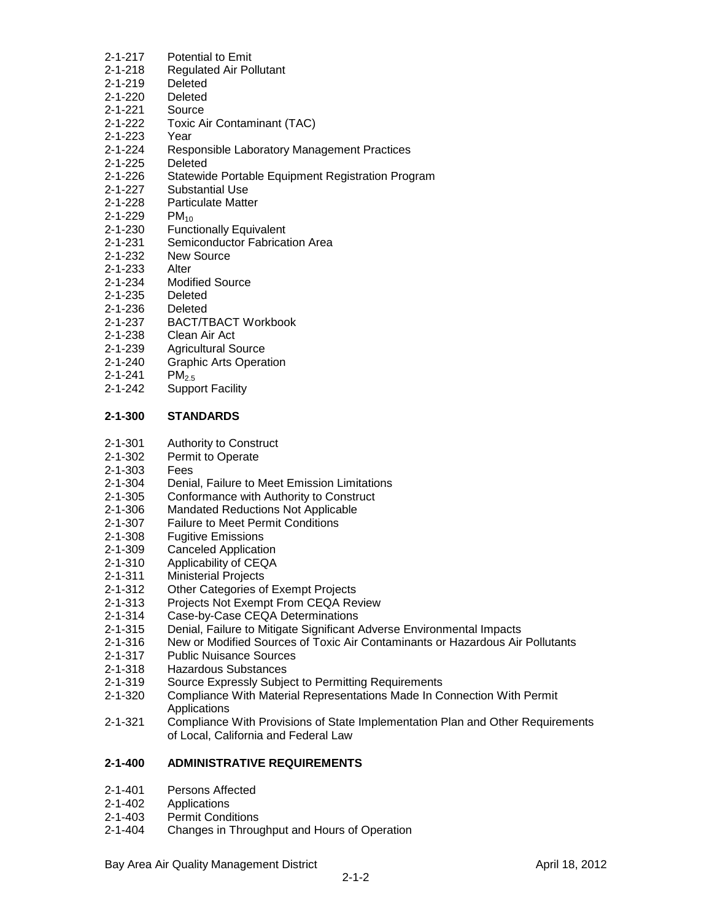2-1-217 Potential to Emit
2-1-218 Regulated Air Pollutant
2-1-219 Deleted
2-1-220 Deleted
2-1-221 Source
2-1-222 Toxic Air Contaminant (TAC)
2-1-223 Year
2-1-224 Responsible Laboratory Management Practices
2-1-225 Deleted
2-1-226 Statewide Portable Equipment Registration Program
2-1-227 Substantial Use
2-1-228 Particulate Matter
2-1-229 $PM_{10}$
2-1-230 Functionally Equivalent
2-1-231 Semiconductor Fabrication Area
2-1-232 New Source
2-1-233 Alter
2-1-234 Modified Source
2-1-235 Deleted
2-1-236 Deleted
2-1-237 BACT/TBACT Workbook
2-1-238 Clean Air Act
2-1-239 Agricultural Source
2-1-240 Graphic Arts Operation
2-1-241 $PM_{2.5}$
2-1-242 Support Facility

## 2-1-300 STANDARDS

2-1-301 Authority to Construct
2-1-302 Permit to Operate
2-1-303 Fees
2-1-304 Denial, Failure to Meet Emission Limitations
2-1-305 Conformance with Authority to Construct
2-1-306 Mandated Reductions Not Applicable
2-1-307 Failure to Meet Permit Conditions
2-1-308 Fugitive Emissions
2-1-309 Canceled Application
2-1-310 Applicability of CEQA
2-1-311 Ministerial Projects
2-1-312 Other Categories of Exempt Projects
2-1-313 Projects Not Exempt From CEQA Review
2-1-314 Case-by-Case CEQA Determinations
2-1-315 Denial, Failure to Mitigate Significant Adverse Environmental Impacts
2-1-316 New or Modified Sources of Toxic Air Contaminants or Hazardous Air Pollutants
2-1-317 Public Nuisance Sources
2-1-318 Hazardous Substances
2-1-319 Source Expressly Subject to Permitting Requirements
2-1-320 Compliance With Material Representations Made In Connection With Permit Applications
2-1-321 Compliance With Provisions of State Implementation Plan and Other Requirements of Local, California and Federal Law

## 2-1-400 ADMINISTRATIVE REQUIREMENTS

2-1-401 Persons Affected
2-1-402 Applications
2-1-403 Permit Conditions
2-1-404 Changes in Throughput and Hours of Operation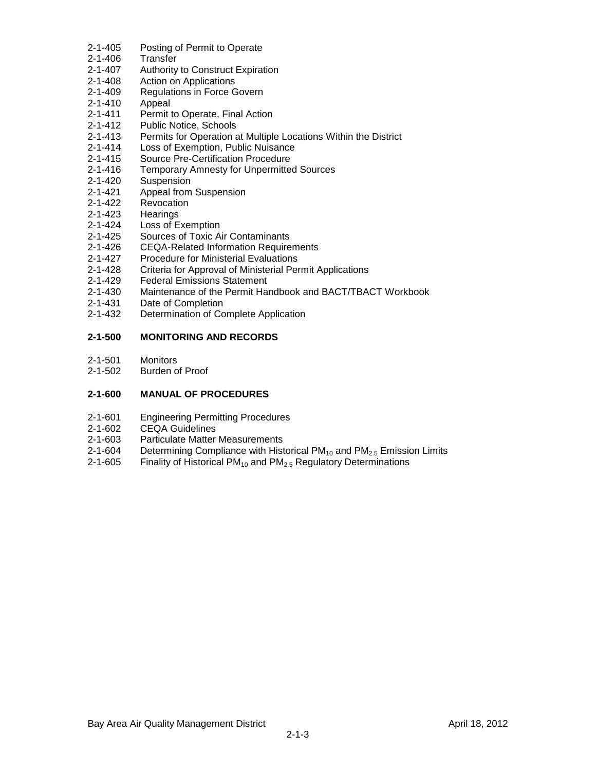2-1-405 Posting of Permit to Operate
2-1-406 Transfer
2-1-407 Authority to Construct Expiration
2-1-408 Action on Applications
2-1-409 Regulations in Force Govern
2-1-410 Appeal
2-1-411 Permit to Operate, Final Action
2-1-412 Public Notice, Schools
2-1-413 Permits for Operation at Multiple Locations Within the District
2-1-414 Loss of Exemption, Public Nuisance
2-1-415 Source Pre-Certification Procedure
2-1-416 Temporary Amnesty for Unpermitted Sources
2-1-420 Suspension
2-1-421 Appeal from Suspension
2-1-422 Revocation
2-1-423 Hearings
2-1-424 Loss of Exemption
2-1-425 Sources of Toxic Air Contaminants
2-1-426 CEQA-Related Information Requirements
2-1-427 Procedure for Ministerial Evaluations
2-1-428 Criteria for Approval of Ministerial Permit Applications
2-1-429 Federal Emissions Statement
2-1-430 Maintenance of the Permit Handbook and BACT/TBACT Workbook
2-1-431 Date of Completion
2-1-432 Determination of Complete Application

**2-1-500 MONITORING AND RECORDS**

2-1-501 Monitors
2-1-502 Burden of Proof

**2-1-600 MANUAL OF PROCEDURES**

2-1-601 Engineering Permitting Procedures
2-1-602 CEQA Guidelines
2-1-603 Particulate Matter Measurements
2-1-604 Determining Compliance with Historical $PM_{10}$ and $PM_{2.5}$ Emission Limits
2-1-605 Finality of Historical $PM_{10}$ and $PM_{2.5}$ Regulatory Determinations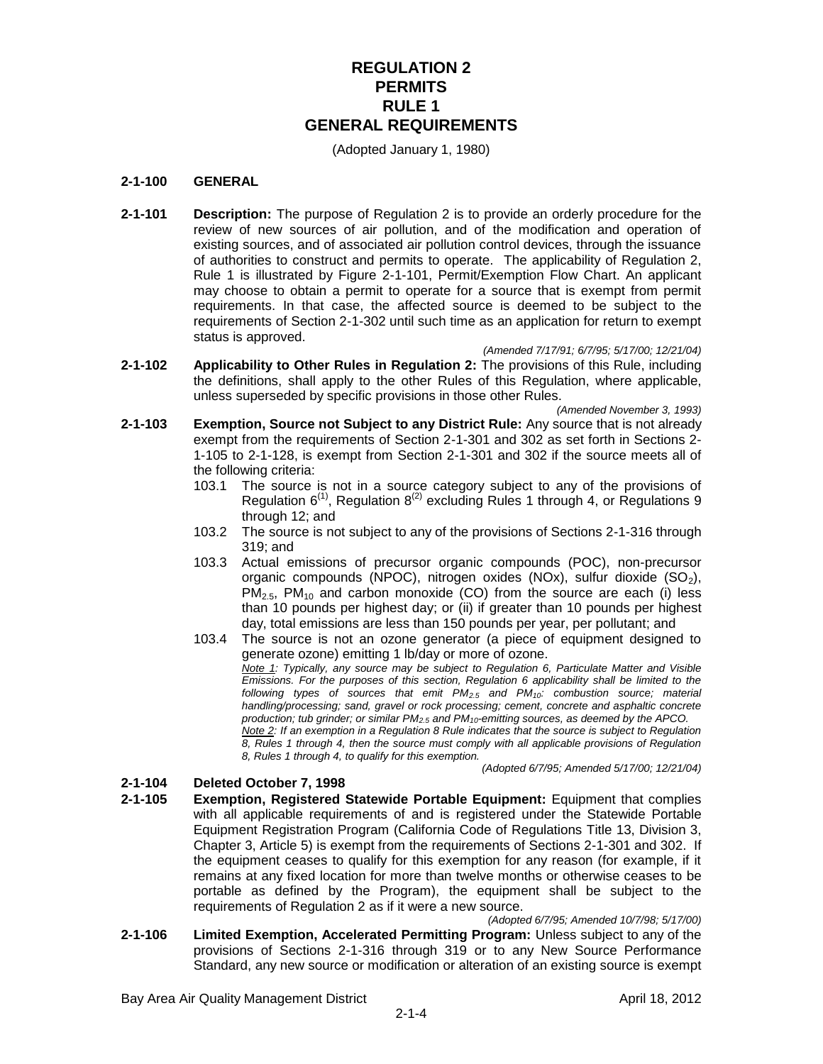# REGULATION 2
# PERMITS
# RULE 1
# GENERAL REQUIREMENTS

(Adopted January 1, 1980)

## 2-1-100 GENERAL

**2-1-101 Description:** The purpose of Regulation 2 is to provide an orderly procedure for the review of new sources of air pollution, and of the modification and operation of existing sources, and of associated air pollution control devices, through the issuance of authorities to construct and permits to operate. The applicability of Regulation 2, Rule 1 is illustrated by Figure 2-1-101, Permit/Exemption Flow Chart. An applicant may choose to obtain a permit to operate for a source that is exempt from permit requirements. In that case, the affected source is deemed to be subject to the requirements of Section 2-1-302 until such time as an application for return to exempt status is approved.

*(Amended 7/17/91; 6/7/95; 5/17/00; 12/21/04)*

**2-1-102 Applicability to Other Rules in Regulation 2:** The provisions of this Rule, including the definitions, shall apply to the other Rules of this Regulation, where applicable, unless superseded by specific provisions in those other Rules.

*(Amended November 3, 1993)*

**2-1-103 Exemption, Source not Subject to any District Rule:** Any source that is not already exempt from the requirements of Section 2-1-301 and 302 as set forth in Sections 2-1-105 to 2-1-128, is exempt from Section 2-1-301 and 302 if the source meets all of the following criteria:

103.1 The source is not in a source category subject to any of the provisions of Regulation 6[(1)], Regulation 8[(2)] excluding Rules 1 through 4, or Regulations 9 through 12; and

103.2 The source is not subject to any of the provisions of Sections 2-1-316 through 319; and

103.3 Actual emissions of precursor organic compounds (POC), non-precursor organic compounds (NPOC), nitrogen oxides (NOx), sulfur dioxide ($SO_2$), $PM_{2.5}$, $PM_{10}$ and carbon monoxide (CO) from the source are each (i) less than 10 pounds per highest day; or (ii) if greater than 10 pounds per highest day, total emissions are less than 150 pounds per year, per pollutant; and

103.4 The source is not an ozone generator (a piece of equipment designed to generate ozone) emitting 1 lb/day or more of ozone.

*Note 1: Typically, any source may be subject to Regulation 6, Particulate Matter and Visible Emissions. For the purposes of this section, Regulation 6 applicability shall be limited to the following types of sources that emit $PM_{2.5}$ and $PM_{10}$: combustion source; material handling/processing; sand, gravel or rock processing; cement, concrete and asphaltic concrete production; tub grinder; or similar $PM_{2.5}$ and $PM_{10}$-emitting sources, as deemed by the APCO.*

*Note 2: If an exemption in a Regulation 8 Rule indicates that the source is subject to Regulation 8, Rules 1 through 4, then the source must comply with all applicable provisions of Regulation 8, Rules 1 through 4, to qualify for this exemption.*

*(Adopted 6/7/95; Amended 5/17/00; 12/21/04)*

**2-1-104 Deleted October 7, 1998**

**2-1-105 Exemption, Registered Statewide Portable Equipment:** Equipment that complies with all applicable requirements of and is registered under the Statewide Portable Equipment Registration Program (California Code of Regulations Title 13, Division 3, Chapter 3, Article 5) is exempt from the requirements of Sections 2-1-301 and 302. If the equipment ceases to qualify for this exemption for any reason (for example, if it remains at any fixed location for more than twelve months or otherwise ceases to be portable as defined by the Program), the equipment shall be subject to the requirements of Regulation 2 as if it were a new source.

*(Adopted 6/7/95; Amended 10/7/98; 5/17/00)*

**2-1-106 Limited Exemption, Accelerated Permitting Program:** Unless subject to any of the provisions of Sections 2-1-316 through 319 or to any New Source Performance Standard, any new source or modification or alteration of an existing source is exempt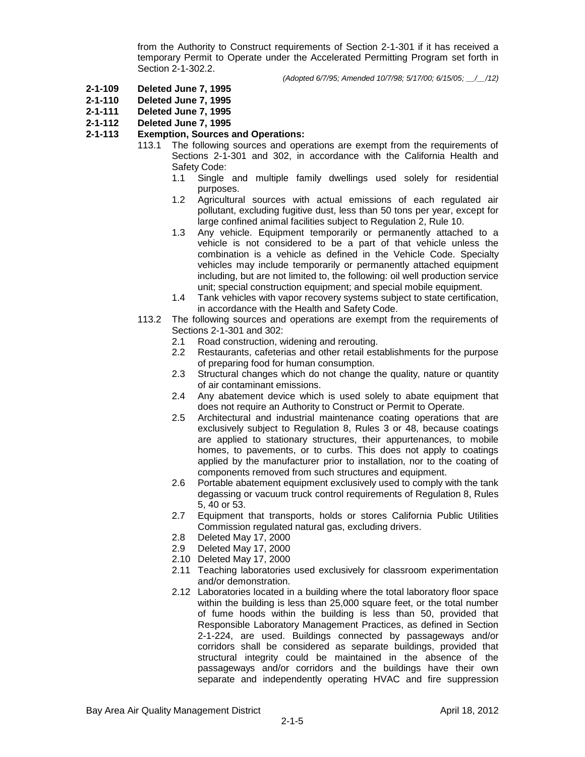from the Authority to Construct requirements of Section 2-1-301 if it has received a temporary Permit to Operate under the Accelerated Permitting Program set forth in Section 2-1-302.2.

*(Adopted 6/7/95; Amended 10/7/98; 5/17/00; 6/15/05; __/__/12)*

**2-1-109 Deleted June 7, 1995**

**2-1-110 Deleted June 7, 1995**

**2-1-111 Deleted June 7, 1995**

**2-1-112 Deleted June 7, 1995**

**2-1-113 Exemption, Sources and Operations:**

113.1 The following sources and operations are exempt from the requirements of Sections 2-1-301 and 302, in accordance with the California Health and Safety Code:

- 1.1 Single and multiple family dwellings used solely for residential purposes.
- 1.2 Agricultural sources with actual emissions of each regulated air pollutant, excluding fugitive dust, less than 50 tons per year, except for large confined animal facilities subject to Regulation 2, Rule 10.
- 1.3 Any vehicle. Equipment temporarily or permanently attached to a vehicle is not considered to be a part of that vehicle unless the combination is a vehicle as defined in the Vehicle Code. Specialty vehicles may include temporarily or permanently attached equipment including, but are not limited to, the following: oil well production service unit; special construction equipment; and special mobile equipment.
- 1.4 Tank vehicles with vapor recovery systems subject to state certification, in accordance with the Health and Safety Code.

113.2 The following sources and operations are exempt from the requirements of Sections 2-1-301 and 302:

- 2.1 Road construction, widening and rerouting.
- 2.2 Restaurants, cafeterias and other retail establishments for the purpose of preparing food for human consumption.
- 2.3 Structural changes which do not change the quality, nature or quantity of air contaminant emissions.
- 2.4 Any abatement device which is used solely to abate equipment that does not require an Authority to Construct or Permit to Operate.
- 2.5 Architectural and industrial maintenance coating operations that are exclusively subject to Regulation 8, Rules 3 or 48, because coatings are applied to stationary structures, their appurtenances, to mobile homes, to pavements, or to curbs. This does not apply to coatings applied by the manufacturer prior to installation, nor to the coating of components removed from such structures and equipment.
- 2.6 Portable abatement equipment exclusively used to comply with the tank degassing or vacuum truck control requirements of Regulation 8, Rules 5, 40 or 53.
- 2.7 Equipment that transports, holds or stores California Public Utilities Commission regulated natural gas, excluding drivers.
- 2.8 Deleted May 17, 2000
- 2.9 Deleted May 17, 2000
- 2.10 Deleted May 17, 2000
- 2.11 Teaching laboratories used exclusively for classroom experimentation and/or demonstration.
- 2.12 Laboratories located in a building where the total laboratory floor space within the building is less than 25,000 square feet, or the total number of fume hoods within the building is less than 50, provided that Responsible Laboratory Management Practices, as defined in Section 2-1-224, are used. Buildings connected by passageways and/or corridors shall be considered as separate buildings, provided that structural integrity could be maintained in the absence of the passageways and/or corridors and the buildings have their own separate and independently operating HVAC and fire suppression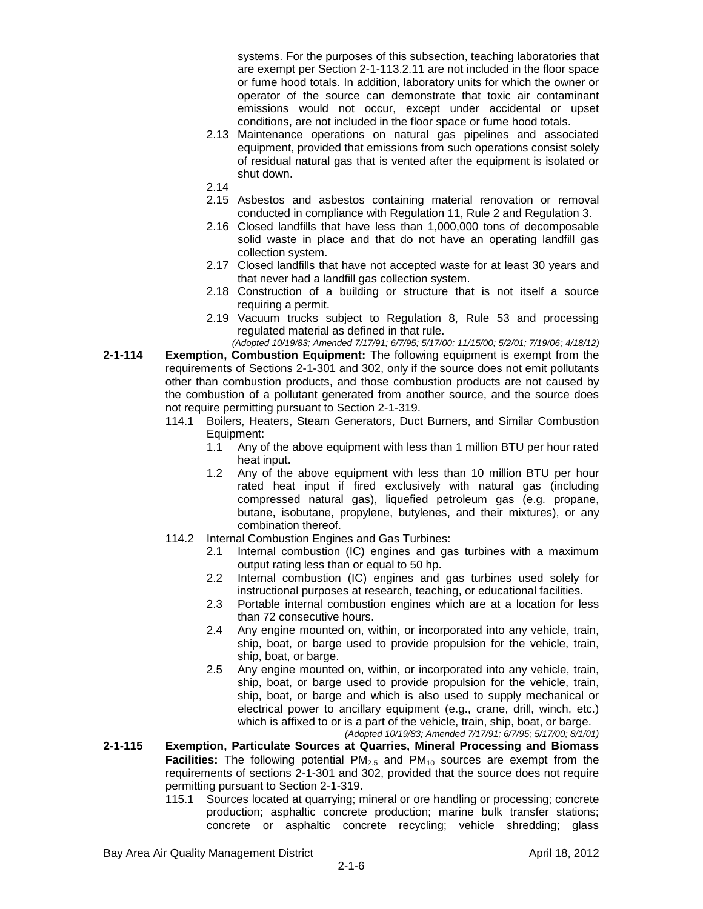systems. For the purposes of this subsection, teaching laboratories that are exempt per Section 2-1-113.2.11 are not included in the floor space or fume hood totals. In addition, laboratory units for which the owner or operator of the source can demonstrate that toxic air contaminant emissions would not occur, except under accidental or upset conditions, are not included in the floor space or fume hood totals.

2.13 Maintenance operations on natural gas pipelines and associated equipment, provided that emissions from such operations consist solely of residual natural gas that is vented after the equipment is isolated or shut down.

2.14

2.15 Asbestos and asbestos containing material renovation or removal conducted in compliance with Regulation 11, Rule 2 and Regulation 3.

2.16 Closed landfills that have less than 1,000,000 tons of decomposable solid waste in place and that do not have an operating landfill gas collection system.

2.17 Closed landfills that have not accepted waste for at least 30 years and that never had a landfill gas collection system.

2.18 Construction of a building or structure that is not itself a source requiring a permit.

2.19 Vacuum trucks subject to Regulation 8, Rule 53 and processing regulated material as defined in that rule.

*(Adopted 10/19/83; Amended 7/17/91; 6/7/95; 5/17/00; 11/15/00; 5/2/01; 7/19/06; 4/18/12)*

**2-1-114 Exemption, Combustion Equipment:** The following equipment is exempt from the requirements of Sections 2-1-301 and 302, only if the source does not emit pollutants other than combustion products, and those combustion products are not caused by the combustion of a pollutant generated from another source, and the source does not require permitting pursuant to Section 2-1-319.

114.1 Boilers, Heaters, Steam Generators, Duct Burners, and Similar Combustion Equipment:

1.1 Any of the above equipment with less than 1 million BTU per hour rated heat input.

1.2 Any of the above equipment with less than 10 million BTU per hour rated heat input if fired exclusively with natural gas (including compressed natural gas), liquefied petroleum gas (e.g. propane, butane, isobutane, propylene, butylenes, and their mixtures), or any combination thereof.

114.2 Internal Combustion Engines and Gas Turbines:

2.1 Internal combustion (IC) engines and gas turbines with a maximum output rating less than or equal to 50 hp.

2.2 Internal combustion (IC) engines and gas turbines used solely for instructional purposes at research, teaching, or educational facilities.

2.3 Portable internal combustion engines which are at a location for less than 72 consecutive hours.

2.4 Any engine mounted on, within, or incorporated into any vehicle, train, ship, boat, or barge used to provide propulsion for the vehicle, train, ship, boat, or barge.

2.5 Any engine mounted on, within, or incorporated into any vehicle, train, ship, boat, or barge used to provide propulsion for the vehicle, train, ship, boat, or barge and which is also used to supply mechanical or electrical power to ancillary equipment (e.g., crane, drill, winch, etc.) which is affixed to or is a part of the vehicle, train, ship, boat, or barge.

*(Adopted 10/19/83; Amended 7/17/91; 6/7/95; 5/17/00; 8/1/01)*

**2-1-115 Exemption, Particulate Sources at Quarries, Mineral Processing and Biomass Facilities:** The following potential $PM_{2.5}$ and $PM_{10}$ sources are exempt from the requirements of sections 2-1-301 and 302, provided that the source does not require permitting pursuant to Section 2-1-319.

115.1 Sources located at quarrying; mineral or ore handling or processing; concrete production; asphaltic concrete production; marine bulk transfer stations; concrete or asphaltic concrete recycling; vehicle shredding; glass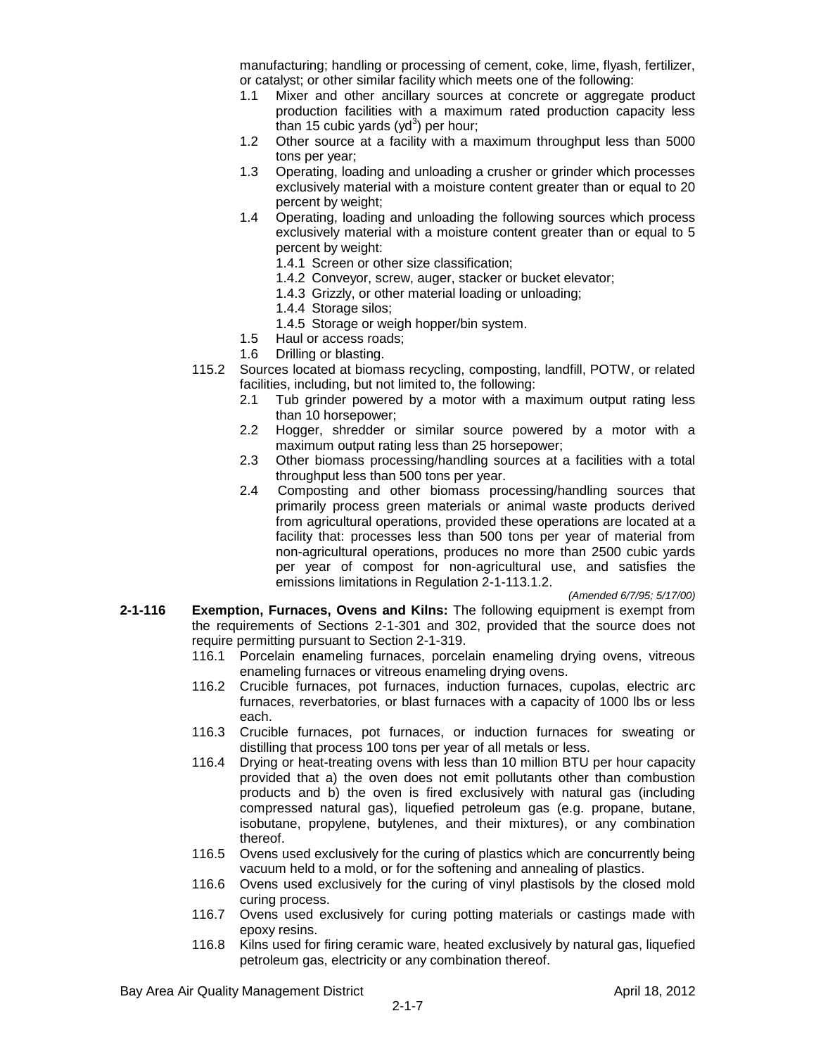manufacturing; handling or processing of cement, coke, lime, flyash, fertilizer, or catalyst; or other similar facility which meets one of the following:

- 1.1 Mixer and other ancillary sources at concrete or aggregate product production facilities with a maximum rated production capacity less than 15 cubic yards ($yd^3$) per hour;
- 1.2 Other source at a facility with a maximum throughput less than 5000 tons per year;
- 1.3 Operating, loading and unloading a crusher or grinder which processes exclusively material with a moisture content greater than or equal to 20 percent by weight;
- 1.4 Operating, loading and unloading the following sources which process exclusively material with a moisture content greater than or equal to 5 percent by weight:
  - 1.4.1 Screen or other size classification;
  - 1.4.2 Conveyor, screw, auger, stacker or bucket elevator;
  - 1.4.3 Grizzly, or other material loading or unloading;
  - 1.4.4 Storage silos;
  - 1.4.5 Storage or weigh hopper/bin system.
- 1.5 Haul or access roads;
- 1.6 Drilling or blasting.

115.2 Sources located at biomass recycling, composting, landfill, POTW, or related facilities, including, but not limited to, the following:

- 2.1 Tub grinder powered by a motor with a maximum output rating less than 10 horsepower;
- 2.2 Hogger, shredder or similar source powered by a motor with a maximum output rating less than 25 horsepower;
- 2.3 Other biomass processing/handling sources at a facilities with a total throughput less than 500 tons per year.
- 2.4 Composting and other biomass processing/handling sources that primarily process green materials or animal waste products derived from agricultural operations, provided these operations are located at a facility that: processes less than 500 tons per year of material from non-agricultural operations, produces no more than 2500 cubic yards per year of compost for non-agricultural use, and satisfies the emissions limitations in Regulation 2-1-113.1.2.

*(Amended 6/7/95; 5/17/00)*

**2-1-116 Exemption, Furnaces, Ovens and Kilns:** The following equipment is exempt from the requirements of Sections 2-1-301 and 302, provided that the source does not require permitting pursuant to Section 2-1-319.

- 116.1 Porcelain enameling furnaces, porcelain enameling drying ovens, vitreous enameling furnaces or vitreous enameling drying ovens.
- 116.2 Crucible furnaces, pot furnaces, induction furnaces, cupolas, electric arc furnaces, reverbatories, or blast furnaces with a capacity of 1000 lbs or less each.
- 116.3 Crucible furnaces, pot furnaces, or induction furnaces for sweating or distilling that process 100 tons per year of all metals or less.
- 116.4 Drying or heat-treating ovens with less than 10 million BTU per hour capacity provided that a) the oven does not emit pollutants other than combustion products and b) the oven is fired exclusively with natural gas (including compressed natural gas), liquefied petroleum gas (e.g. propane, butane, isobutane, propylene, butylenes, and their mixtures), or any combination thereof.
- 116.5 Ovens used exclusively for the curing of plastics which are concurrently being vacuum held to a mold, or for the softening and annealing of plastics.
- 116.6 Ovens used exclusively for the curing of vinyl plastisols by the closed mold curing process.
- 116.7 Ovens used exclusively for curing potting materials or castings made with epoxy resins.
- 116.8 Kilns used for firing ceramic ware, heated exclusively by natural gas, liquefied petroleum gas, electricity or any combination thereof.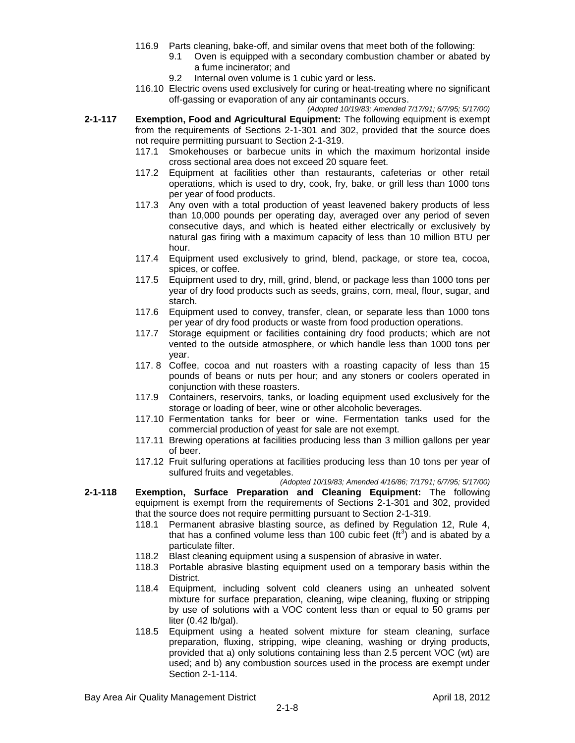116.9 Parts cleaning, bake-off, and similar ovens that meet both of the following:

9.1 Oven is equipped with a secondary combustion chamber or abated by a fume incinerator; and

9.2 Internal oven volume is 1 cubic yard or less.

116.10 Electric ovens used exclusively for curing or heat-treating where no significant off-gassing or evaporation of any air contaminants occurs.

*(Adopted 10/19/83; Amended 7/17/91; 6/7/95; 5/17/00)*

**2-1-117 Exemption, Food and Agricultural Equipment:** The following equipment is exempt from the requirements of Sections 2-1-301 and 302, provided that the source does not require permitting pursuant to Section 2-1-319.

117.1 Smokehouses or barbecue units in which the maximum horizontal inside cross sectional area does not exceed 20 square feet.

117.2 Equipment at facilities other than restaurants, cafeterias or other retail operations, which is used to dry, cook, fry, bake, or grill less than 1000 tons per year of food products.

117.3 Any oven with a total production of yeast leavened bakery products of less than 10,000 pounds per operating day, averaged over any period of seven consecutive days, and which is heated either electrically or exclusively by natural gas firing with a maximum capacity of less than 10 million BTU per hour.

117.4 Equipment used exclusively to grind, blend, package, or store tea, cocoa, spices, or coffee.

117.5 Equipment used to dry, mill, grind, blend, or package less than 1000 tons per year of dry food products such as seeds, grains, corn, meal, flour, sugar, and starch.

117.6 Equipment used to convey, transfer, clean, or separate less than 1000 tons per year of dry food products or waste from food production operations.

117.7 Storage equipment or facilities containing dry food products; which are not vented to the outside atmosphere, or which handle less than 1000 tons per year.

117. 8 Coffee, cocoa and nut roasters with a roasting capacity of less than 15 pounds of beans or nuts per hour; and any stoners or coolers operated in conjunction with these roasters.

117.9 Containers, reservoirs, tanks, or loading equipment used exclusively for the storage or loading of beer, wine or other alcoholic beverages.

117.10 Fermentation tanks for beer or wine. Fermentation tanks used for the commercial production of yeast for sale are not exempt.

117.11 Brewing operations at facilities producing less than 3 million gallons per year of beer.

117.12 Fruit sulfuring operations at facilities producing less than 10 tons per year of sulfured fruits and vegetables.

*(Adopted 10/19/83; Amended 4/16/86; 7/1791; 6/7/95; 5/17/00)*

**2-1-118 Exemption, Surface Preparation and Cleaning Equipment:** The following equipment is exempt from the requirements of Sections 2-1-301 and 302, provided that the source does not require permitting pursuant to Section 2-1-319.

118.1 Permanent abrasive blasting source, as defined by Regulation 12, Rule 4, that has a confined volume less than 100 cubic feet ($ft^3$) and is abated by a particulate filter.

118.2 Blast cleaning equipment using a suspension of abrasive in water.

118.3 Portable abrasive blasting equipment used on a temporary basis within the District.

118.4 Equipment, including solvent cold cleaners using an unheated solvent mixture for surface preparation, cleaning, wipe cleaning, fluxing or stripping by use of solutions with a VOC content less than or equal to 50 grams per liter (0.42 lb/gal).

118.5 Equipment using a heated solvent mixture for steam cleaning, surface preparation, fluxing, stripping, wipe cleaning, washing or drying products, provided that a) only solutions containing less than 2.5 percent VOC (wt) are used; and b) any combustion sources used in the process are exempt under Section 2-1-114.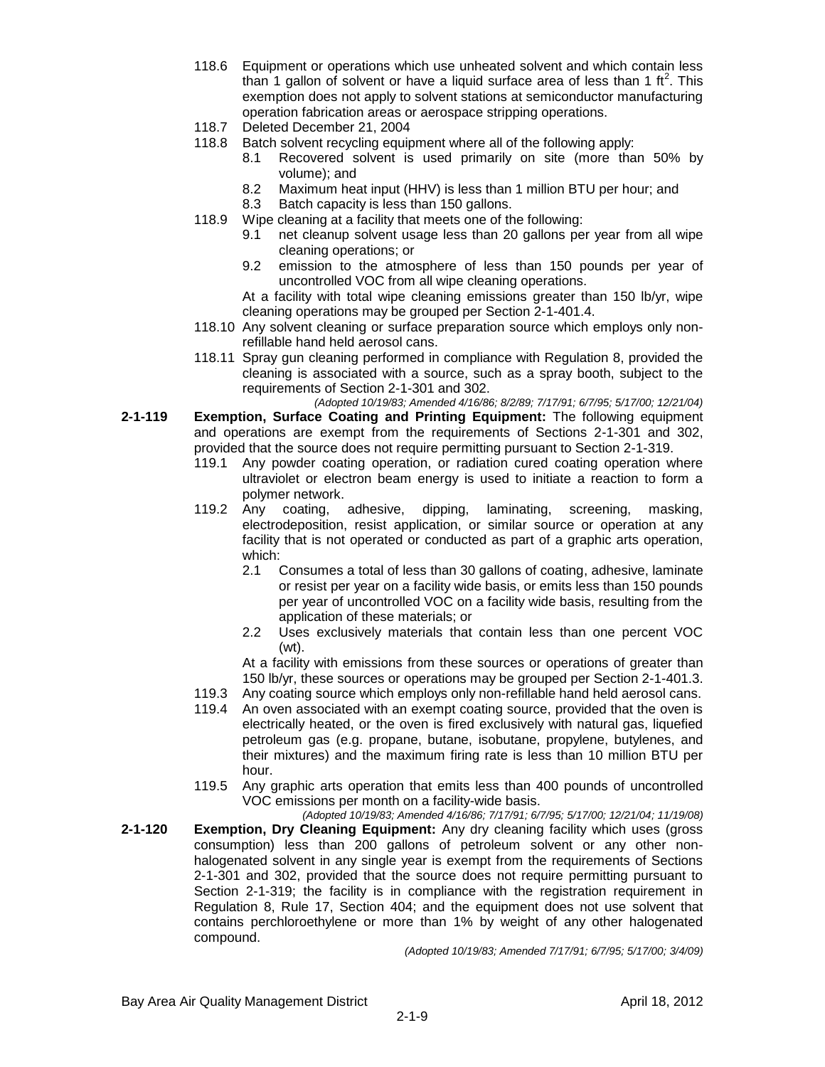118.6 Equipment or operations which use unheated solvent and which contain less than 1 gallon of solvent or have a liquid surface area of less than 1 $ft^2$. This exemption does not apply to solvent stations at semiconductor manufacturing operation fabrication areas or aerospace stripping operations.

118.7 Deleted December 21, 2004

118.8 Batch solvent recycling equipment where all of the following apply:

- 8.1 Recovered solvent is used primarily on site (more than 50% by volume); and
- 8.2 Maximum heat input (HHV) is less than 1 million BTU per hour; and
- 8.3 Batch capacity is less than 150 gallons.

118.9 Wipe cleaning at a facility that meets one of the following:

- 9.1 net cleanup solvent usage less than 20 gallons per year from all wipe cleaning operations; or
- 9.2 emission to the atmosphere of less than 150 pounds per year of uncontrolled VOC from all wipe cleaning operations.

At a facility with total wipe cleaning emissions greater than 150 lb/yr, wipe cleaning operations may be grouped per Section 2-1-401.4.

118.10 Any solvent cleaning or surface preparation source which employs only non-refillable hand held aerosol cans.

118.11 Spray gun cleaning performed in compliance with Regulation 8, provided the cleaning is associated with a source, such as a spray booth, subject to the requirements of Section 2-1-301 and 302.

*(Adopted 10/19/83; Amended 4/16/86; 8/2/89; 7/17/91; 6/7/95; 5/17/00; 12/21/04)*

**2-1-119 Exemption, Surface Coating and Printing Equipment:** The following equipment and operations are exempt from the requirements of Sections 2-1-301 and 302, provided that the source does not require permitting pursuant to Section 2-1-319.

119.1 Any powder coating operation, or radiation cured coating operation where ultraviolet or electron beam energy is used to initiate a reaction to form a polymer network.

119.2 Any coating, adhesive, dipping, laminating, screening, masking, electrodeposition, resist application, or similar source or operation at any facility that is not operated or conducted as part of a graphic arts operation, which:

- 2.1 Consumes a total of less than 30 gallons of coating, adhesive, laminate or resist per year on a facility wide basis, or emits less than 150 pounds per year of uncontrolled VOC on a facility wide basis, resulting from the application of these materials; or
- 2.2 Uses exclusively materials that contain less than one percent VOC (wt).

At a facility with emissions from these sources or operations of greater than 150 lb/yr, these sources or operations may be grouped per Section 2-1-401.3.

119.3 Any coating source which employs only non-refillable hand held aerosol cans.

119.4 An oven associated with an exempt coating source, provided that the oven is electrically heated, or the oven is fired exclusively with natural gas, liquefied petroleum gas (e.g. propane, butane, isobutane, propylene, butylenes, and their mixtures) and the maximum firing rate is less than 10 million BTU per hour.

119.5 Any graphic arts operation that emits less than 400 pounds of uncontrolled VOC emissions per month on a facility-wide basis.

*(Adopted 10/19/83; Amended 4/16/86; 7/17/91; 6/7/95; 5/17/00; 12/21/04; 11/19/08)*

**2-1-120 Exemption, Dry Cleaning Equipment:** Any dry cleaning facility which uses (gross consumption) less than 200 gallons of petroleum solvent or any other non-halogenated solvent in any single year is exempt from the requirements of Sections 2-1-301 and 302, provided that the source does not require permitting pursuant to Section 2-1-319; the facility is in compliance with the registration requirement in Regulation 8, Rule 17, Section 404; and the equipment does not use solvent that contains perchloroethylene or more than 1% by weight of any other halogenated compound.

*(Adopted 10/19/83; Amended 7/17/91; 6/7/95; 5/17/00; 3/4/09)*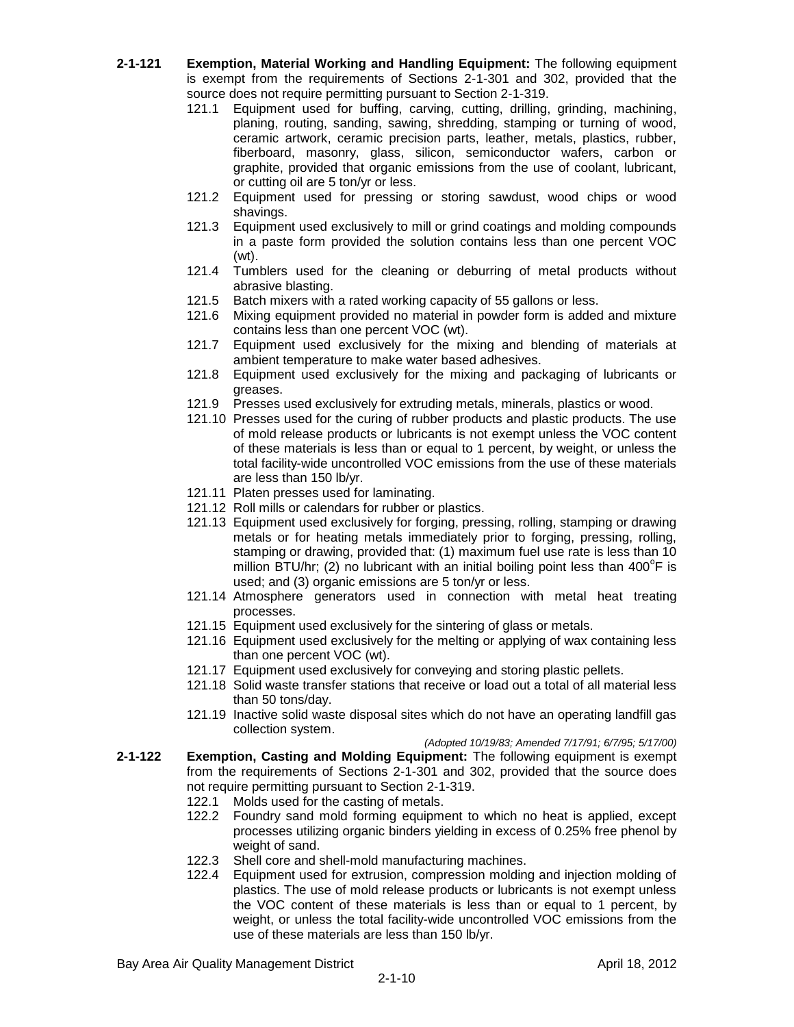**2-1-121 Exemption, Material Working and Handling Equipment:** The following equipment is exempt from the requirements of Sections 2-1-301 and 302, provided that the source does not require permitting pursuant to Section 2-1-319.

- 121.1 Equipment used for buffing, carving, cutting, drilling, grinding, machining, planing, routing, sanding, sawing, shredding, stamping or turning of wood, ceramic artwork, ceramic precision parts, leather, metals, plastics, rubber, fiberboard, masonry, glass, silicon, semiconductor wafers, carbon or graphite, provided that organic emissions from the use of coolant, lubricant, or cutting oil are 5 ton/yr or less.
- 121.2 Equipment used for pressing or storing sawdust, wood chips or wood shavings.
- 121.3 Equipment used exclusively to mill or grind coatings and molding compounds in a paste form provided the solution contains less than one percent VOC (wt).
- 121.4 Tumblers used for the cleaning or deburring of metal products without abrasive blasting.
- 121.5 Batch mixers with a rated working capacity of 55 gallons or less.
- 121.6 Mixing equipment provided no material in powder form is added and mixture contains less than one percent VOC (wt).
- 121.7 Equipment used exclusively for the mixing and blending of materials at ambient temperature to make water based adhesives.
- 121.8 Equipment used exclusively for the mixing and packaging of lubricants or greases.
- 121.9 Presses used exclusively for extruding metals, minerals, plastics or wood.
- 121.10 Presses used for the curing of rubber products and plastic products. The use of mold release products or lubricants is not exempt unless the VOC content of these materials is less than or equal to 1 percent, by weight, or unless the total facility-wide uncontrolled VOC emissions from the use of these materials are less than 150 lb/yr.
- 121.11 Platen presses used for laminating.
- 121.12 Roll mills or calendars for rubber or plastics.
- 121.13 Equipment used exclusively for forging, pressing, rolling, stamping or drawing metals or for heating metals immediately prior to forging, pressing, rolling, stamping or drawing, provided that: (1) maximum fuel use rate is less than 10 million BTU/hr; (2) no lubricant with an initial boiling point less than 400°F is used; and (3) organic emissions are 5 ton/yr or less.
- 121.14 Atmosphere generators used in connection with metal heat treating processes.
- 121.15 Equipment used exclusively for the sintering of glass or metals.
- 121.16 Equipment used exclusively for the melting or applying of wax containing less than one percent VOC (wt).
- 121.17 Equipment used exclusively for conveying and storing plastic pellets.
- 121.18 Solid waste transfer stations that receive or load out a total of all material less than 50 tons/day.
- 121.19 Inactive solid waste disposal sites which do not have an operating landfill gas collection system.

*(Adopted 10/19/83; Amended 7/17/91; 6/7/95; 5/17/00)*

**2-1-122 Exemption, Casting and Molding Equipment:** The following equipment is exempt from the requirements of Sections 2-1-301 and 302, provided that the source does not require permitting pursuant to Section 2-1-319.

- 122.1 Molds used for the casting of metals.
- 122.2 Foundry sand mold forming equipment to which no heat is applied, except processes utilizing organic binders yielding in excess of 0.25% free phenol by weight of sand.
- 122.3 Shell core and shell-mold manufacturing machines.
- 122.4 Equipment used for extrusion, compression molding and injection molding of plastics. The use of mold release products or lubricants is not exempt unless the VOC content of these materials is less than or equal to 1 percent, by weight, or unless the total facility-wide uncontrolled VOC emissions from the use of these materials are less than 150 lb/yr.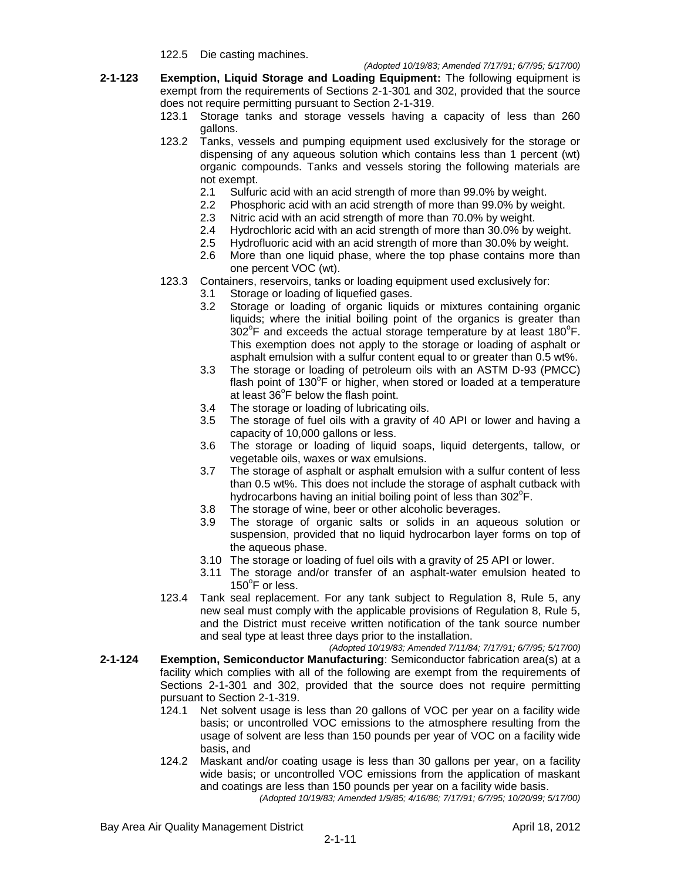122.5 Die casting machines.

*(Adopted 10/19/83; Amended 7/17/91; 6/7/95; 5/17/00)*

**2-1-123 Exemption, Liquid Storage and Loading Equipment:** The following equipment is exempt from the requirements of Sections 2-1-301 and 302, provided that the source does not require permitting pursuant to Section 2-1-319.

123.1 Storage tanks and storage vessels having a capacity of less than 260 gallons.

123.2 Tanks, vessels and pumping equipment used exclusively for the storage or dispensing of any aqueous solution which contains less than 1 percent (wt) organic compounds. Tanks and vessels storing the following materials are not exempt.

- 2.1 Sulfuric acid with an acid strength of more than 99.0% by weight.
- 2.2 Phosphoric acid with an acid strength of more than 99.0% by weight.
- 2.3 Nitric acid with an acid strength of more than 70.0% by weight.
- 2.4 Hydrochloric acid with an acid strength of more than 30.0% by weight.
- 2.5 Hydrofluoric acid with an acid strength of more than 30.0% by weight.
- 2.6 More than one liquid phase, where the top phase contains more than one percent VOC (wt).

123.3 Containers, reservoirs, tanks or loading equipment used exclusively for:

- 3.1 Storage or loading of liquefied gases.
- 3.2 Storage or loading of organic liquids or mixtures containing organic liquids; where the initial boiling point of the organics is greater than 302°F and exceeds the actual storage temperature by at least 180°F. This exemption does not apply to the storage or loading of asphalt or asphalt emulsion with a sulfur content equal to or greater than 0.5 wt%.
- 3.3 The storage or loading of petroleum oils with an ASTM D-93 (PMCC) flash point of 130°F or higher, when stored or loaded at a temperature at least 36°F below the flash point.
- 3.4 The storage or loading of lubricating oils.
- 3.5 The storage of fuel oils with a gravity of 40 API or lower and having a capacity of 10,000 gallons or less.
- 3.6 The storage or loading of liquid soaps, liquid detergents, tallow, or vegetable oils, waxes or wax emulsions.
- 3.7 The storage of asphalt or asphalt emulsion with a sulfur content of less than 0.5 wt%. This does not include the storage of asphalt cutback with hydrocarbons having an initial boiling point of less than 302°F.
- 3.8 The storage of wine, beer or other alcoholic beverages.
- 3.9 The storage of organic salts or solids in an aqueous solution or suspension, provided that no liquid hydrocarbon layer forms on top of the aqueous phase.
- 3.10 The storage or loading of fuel oils with a gravity of 25 API or lower.
- 3.11 The storage and/or transfer of an asphalt-water emulsion heated to 150°F or less.

123.4 Tank seal replacement. For any tank subject to Regulation 8, Rule 5, any new seal must comply with the applicable provisions of Regulation 8, Rule 5, and the District must receive written notification of the tank source number and seal type at least three days prior to the installation.

*(Adopted 10/19/83; Amended 7/11/84; 7/17/91; 6/7/95; 5/17/00)*

**2-1-124 Exemption, Semiconductor Manufacturing**: Semiconductor fabrication area(s) at a facility which complies with all of the following are exempt from the requirements of Sections 2-1-301 and 302, provided that the source does not require permitting pursuant to Section 2-1-319.

124.1 Net solvent usage is less than 20 gallons of VOC per year on a facility wide basis; or uncontrolled VOC emissions to the atmosphere resulting from the usage of solvent are less than 150 pounds per year of VOC on a facility wide basis, and

124.2 Maskant and/or coating usage is less than 30 gallons per year, on a facility wide basis; or uncontrolled VOC emissions from the application of maskant and coatings are less than 150 pounds per year on a facility wide basis.

*(Adopted 10/19/83; Amended 1/9/85; 4/16/86; 7/17/91; 6/7/95; 10/20/99; 5/17/00)*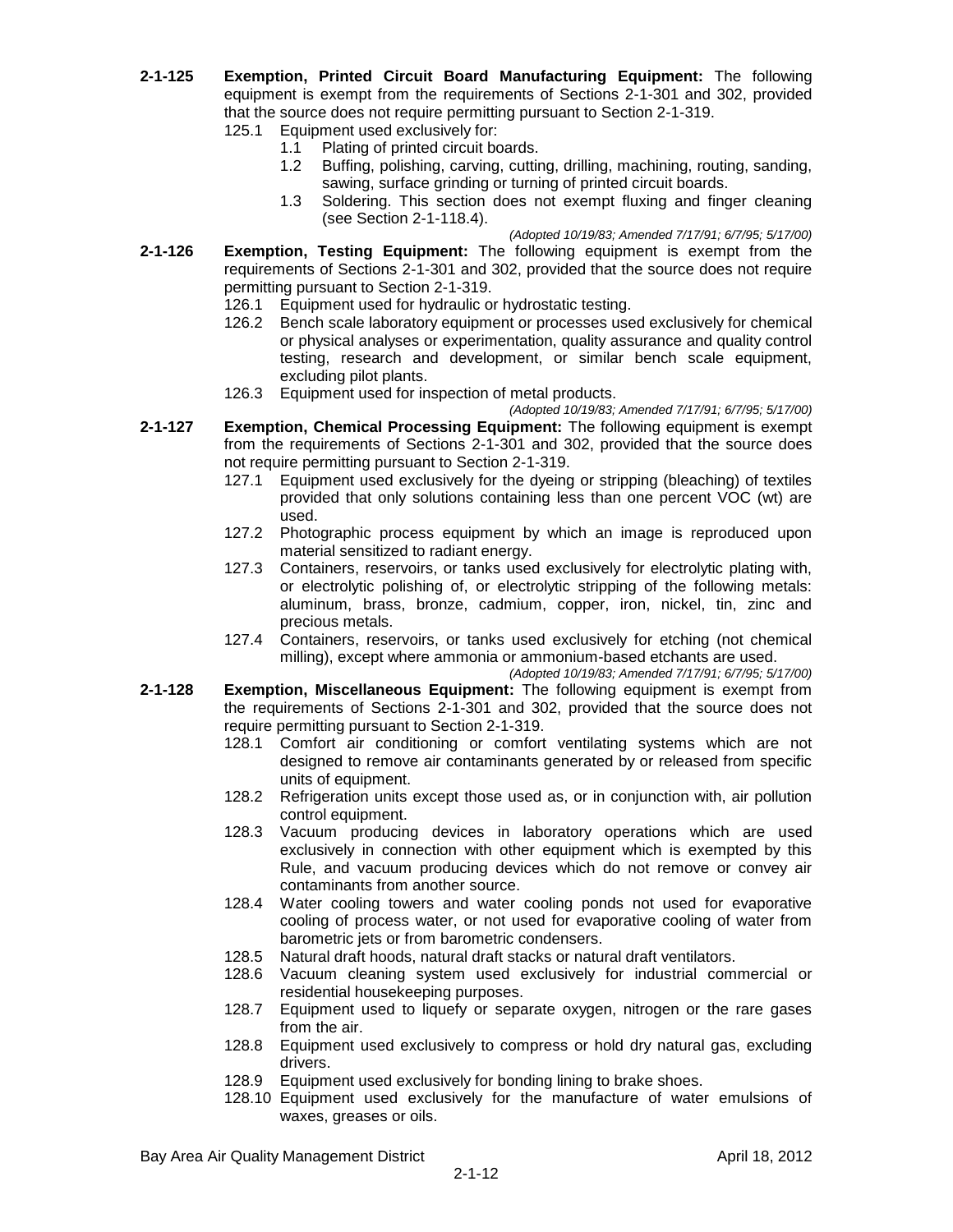**2-1-125 Exemption, Printed Circuit Board Manufacturing Equipment:** The following equipment is exempt from the requirements of Sections 2-1-301 and 302, provided that the source does not require permitting pursuant to Section 2-1-319.

125.1 Equipment used exclusively for:

1.1 Plating of printed circuit boards.

1.2 Buffing, polishing, carving, cutting, drilling, machining, routing, sanding, sawing, surface grinding or turning of printed circuit boards.

1.3 Soldering. This section does not exempt fluxing and finger cleaning (see Section 2-1-118.4).

*(Adopted 10/19/83; Amended 7/17/91; 6/7/95; 5/17/00)*

**2-1-126 Exemption, Testing Equipment:** The following equipment is exempt from the requirements of Sections 2-1-301 and 302, provided that the source does not require permitting pursuant to Section 2-1-319.

126.1 Equipment used for hydraulic or hydrostatic testing.

126.2 Bench scale laboratory equipment or processes used exclusively for chemical or physical analyses or experimentation, quality assurance and quality control testing, research and development, or similar bench scale equipment, excluding pilot plants.

126.3 Equipment used for inspection of metal products.

*(Adopted 10/19/83; Amended 7/17/91; 6/7/95; 5/17/00)*

**2-1-127 Exemption, Chemical Processing Equipment:** The following equipment is exempt from the requirements of Sections 2-1-301 and 302, provided that the source does not require permitting pursuant to Section 2-1-319.

127.1 Equipment used exclusively for the dyeing or stripping (bleaching) of textiles provided that only solutions containing less than one percent VOC (wt) are used.

127.2 Photographic process equipment by which an image is reproduced upon material sensitized to radiant energy.

127.3 Containers, reservoirs, or tanks used exclusively for electrolytic plating with, or electrolytic polishing of, or electrolytic stripping of the following metals: aluminum, brass, bronze, cadmium, copper, iron, nickel, tin, zinc and precious metals.

127.4 Containers, reservoirs, or tanks used exclusively for etching (not chemical milling), except where ammonia or ammonium-based etchants are used.

*(Adopted 10/19/83; Amended 7/17/91; 6/7/95; 5/17/00)*

**2-1-128 Exemption, Miscellaneous Equipment:** The following equipment is exempt from the requirements of Sections 2-1-301 and 302, provided that the source does not require permitting pursuant to Section 2-1-319.

128.1 Comfort air conditioning or comfort ventilating systems which are not designed to remove air contaminants generated by or released from specific units of equipment.

128.2 Refrigeration units except those used as, or in conjunction with, air pollution control equipment.

128.3 Vacuum producing devices in laboratory operations which are used exclusively in connection with other equipment which is exempted by this Rule, and vacuum producing devices which do not remove or convey air contaminants from another source.

128.4 Water cooling towers and water cooling ponds not used for evaporative cooling of process water, or not used for evaporative cooling of water from barometric jets or from barometric condensers.

128.5 Natural draft hoods, natural draft stacks or natural draft ventilators.

128.6 Vacuum cleaning system used exclusively for industrial commercial or residential housekeeping purposes.

128.7 Equipment used to liquefy or separate oxygen, nitrogen or the rare gases from the air.

128.8 Equipment used exclusively to compress or hold dry natural gas, excluding drivers.

128.9 Equipment used exclusively for bonding lining to brake shoes.

128.10 Equipment used exclusively for the manufacture of water emulsions of waxes, greases or oils.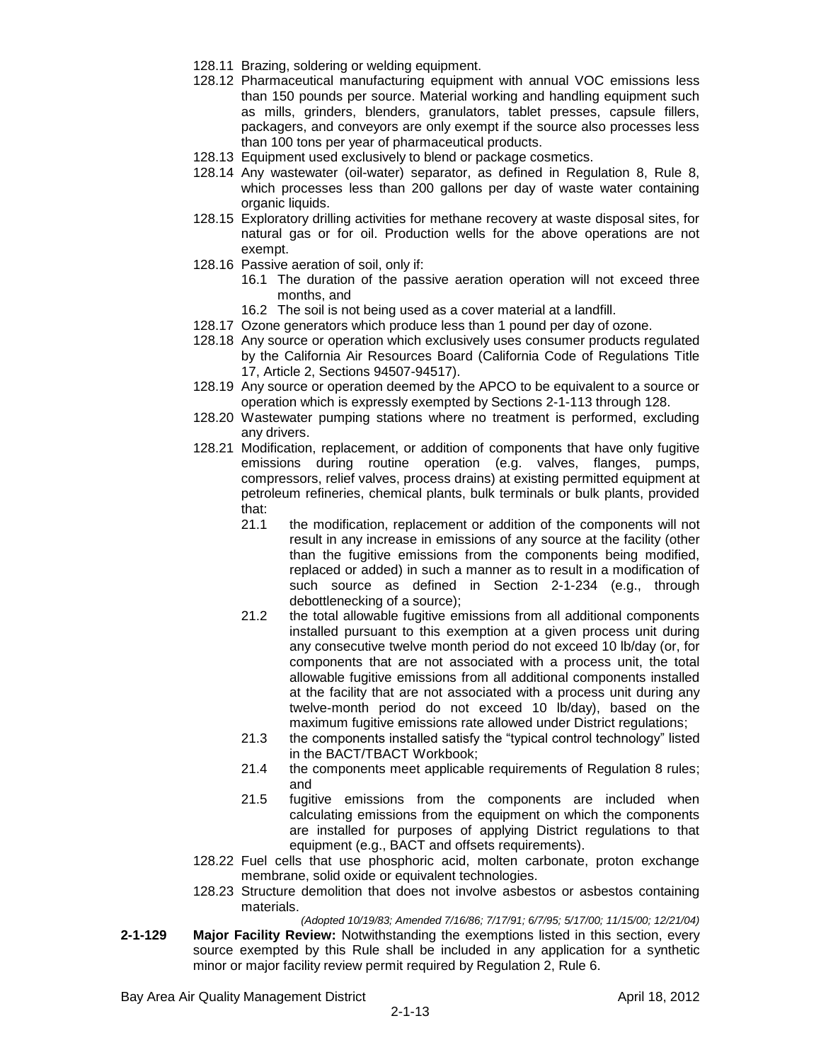128.11 Brazing, soldering or welding equipment.

128.12 Pharmaceutical manufacturing equipment with annual VOC emissions less than 150 pounds per source. Material working and handling equipment such as mills, grinders, blenders, granulators, tablet presses, capsule fillers, packagers, and conveyors are only exempt if the source also processes less than 100 tons per year of pharmaceutical products.

128.13 Equipment used exclusively to blend or package cosmetics.

128.14 Any wastewater (oil-water) separator, as defined in Regulation 8, Rule 8, which processes less than 200 gallons per day of waste water containing organic liquids.

128.15 Exploratory drilling activities for methane recovery at waste disposal sites, for natural gas or for oil. Production wells for the above operations are not exempt.

128.16 Passive aeration of soil, only if:

- 16.1 The duration of the passive aeration operation will not exceed three months, and
- 16.2 The soil is not being used as a cover material at a landfill.

128.17 Ozone generators which produce less than 1 pound per day of ozone.

128.18 Any source or operation which exclusively uses consumer products regulated by the California Air Resources Board (California Code of Regulations Title 17, Article 2, Sections 94507-94517).

128.19 Any source or operation deemed by the APCO to be equivalent to a source or operation which is expressly exempted by Sections 2-1-113 through 128.

128.20 Wastewater pumping stations where no treatment is performed, excluding any drivers.

128.21 Modification, replacement, or addition of components that have only fugitive emissions during routine operation (e.g. valves, flanges, pumps, compressors, relief valves, process drains) at existing permitted equipment at petroleum refineries, chemical plants, bulk terminals or bulk plants, provided that:

- 21.1 the modification, replacement or addition of the components will not result in any increase in emissions of any source at the facility (other than the fugitive emissions from the components being modified, replaced or added) in such a manner as to result in a modification of such source as defined in Section 2-1-234 (e.g., through debottlenecking of a source);
- 21.2 the total allowable fugitive emissions from all additional components installed pursuant to this exemption at a given process unit during any consecutive twelve month period do not exceed 10 lb/day (or, for components that are not associated with a process unit, the total allowable fugitive emissions from all additional components installed at the facility that are not associated with a process unit during any twelve-month period do not exceed 10 lb/day), based on the maximum fugitive emissions rate allowed under District regulations;
- 21.3 the components installed satisfy the "typical control technology" listed in the BACT/TBACT Workbook;
- 21.4 the components meet applicable requirements of Regulation 8 rules; and
- 21.5 fugitive emissions from the components are included when calculating emissions from the equipment on which the components are installed for purposes of applying District regulations to that equipment (e.g., BACT and offsets requirements).

128.22 Fuel cells that use phosphoric acid, molten carbonate, proton exchange membrane, solid oxide or equivalent technologies.

128.23 Structure demolition that does not involve asbestos or asbestos containing materials.

*(Adopted 10/19/83; Amended 7/16/86; 7/17/91; 6/7/95; 5/17/00; 11/15/00; 12/21/04)*

**2-1-129 Major Facility Review:** Notwithstanding the exemptions listed in this section, every source exempted by this Rule shall be included in any application for a synthetic minor or major facility review permit required by Regulation 2, Rule 6.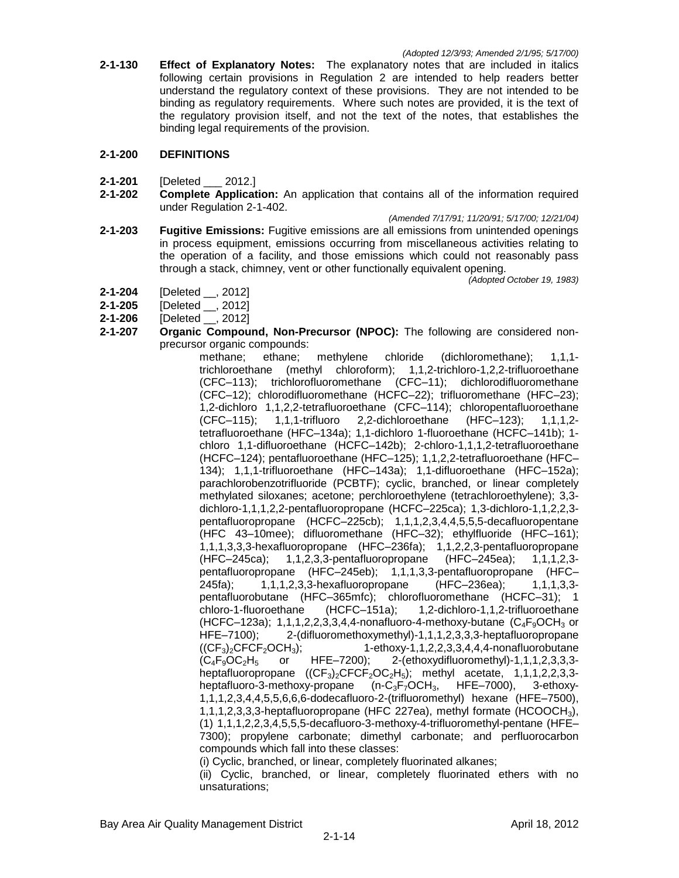*(Adopted 12/3/93; Amended 2/1/95; 5/17/00)*

**2-1-130 Effect of Explanatory Notes:** The explanatory notes that are included in italics following certain provisions in Regulation 2 are intended to help readers better understand the regulatory context of these provisions. They are not intended to be binding as regulatory requirements. Where such notes are provided, it is the text of the regulatory provision itself, and not the text of the notes, that establishes the binding legal requirements of the provision.

## 2-1-200 DEFINITIONS

**2-1-201** [Deleted ___ 2012.]

**2-1-202 Complete Application:** An application that contains all of the information required under Regulation 2-1-402.

*(Amended 7/17/91; 11/20/91; 5/17/00; 12/21/04)*

**2-1-203 Fugitive Emissions:** Fugitive emissions are all emissions from unintended openings in process equipment, emissions occurring from miscellaneous activities relating to the operation of a facility, and those emissions which could not reasonably pass through a stack, chimney, vent or other functionally equivalent opening.

*(Adopted October 19, 1983)*

**2-1-204** [Deleted __, 2012]

**2-1-205** [Deleted __, 2012]

**2-1-206** [Deleted __, 2012]

**2-1-207 Organic Compound, Non-Precursor (NPOC):** The following are considered non-precursor organic compounds:

methane; ethane; methylene chloride (dichloromethane); 1,1,1-trichloroethane (methyl chloroform); 1,1,2-trichloro-1,2,2-trifluoroethane (CFC–113); trichlorofluoromethane (CFC–11); dichlorodifluoromethane (CFC–12); chlorodifluoromethane (HCFC–22); trifluoromethane (HFC–23); 1,2-dichloro 1,1,2,2-tetrafluoroethane (CFC–114); chloropentafluoroethane (CFC–115); 1,1,1-trifluoro 2,2-dichloroethane (HFC–123); 1,1,1,2-tetrafluoroethane (HFC–134a); 1,1-dichloro 1-fluoroethane (HCFC–141b); 1-chloro 1,1-difluoroethane (HCFC–142b); 2-chloro-1,1,1,2-tetrafluoroethane (HCFC–124); pentafluoroethane (HFC–125); 1,1,2,2-tetrafluoroethane (HFC–134); 1,1,1-trifluoroethane (HFC–143a); 1,1-difluoroethane (HFC–152a); parachlorobenzotrifluoride (PCBTF); cyclic, branched, or linear completely methylated siloxanes; acetone; perchloroethylene (tetrachloroethylene); 3,3-dichloro-1,1,1,2,2-pentafluoropropane (HCFC–225ca); 1,3-dichloro-1,1,2,2,3-pentafluoropropane (HCFC–225cb); 1,1,1,2,3,4,4,5,5,5-decafluoropentane (HFC 43–10mee); difluoromethane (HFC–32); ethylfluoride (HFC–161); 1,1,1,3,3,3-hexafluoropropane (HFC–236fa); 1,1,2,2,3-pentafluoropropane (HFC–245ca); 1,1,2,3,3-pentafluoropropane (HFC–245ea); 1,1,1,2,3-pentafluoropropane (HFC–245eb); 1,1,1,3,3-pentafluoropropane (HFC–245fa); 1,1,1,2,3,3-hexafluoropropane (HFC–236ea); 1,1,1,3,3-pentafluorobutane (HFC–365mfc); chlorofluoromethane (HCFC–31); 1 chloro-1-fluoroethane (HCFC–151a); 1,2-dichloro-1,1,2-trifluoroethane (HCFC–123a); 1,1,1,2,2,3,3,4,4-nonafluoro-4-methoxy-butane ($C_4F_9OCH_3$ or HFE–7100); 2-(difluoromethoxymethyl)-1,1,1,2,3,3,3-heptafluoropropane ($(CF_3)_2CFCF_2OCH_3$); 1-ethoxy-1,1,2,2,3,3,4,4,4-nonafluorobutane ($C_4F_9OC_2H_5$ or HFE–7200); 2-(ethoxydifluoromethyl)-1,1,1,2,3,3,3-heptafluoropropane ($(CF_3)_2CFCF_2OC_2H_5$); methyl acetate, 1,1,1,2,2,3,3-heptafluoro-3-methoxy-propane (n-$C_3F_7OCH_3$, HFE–7000), 3-ethoxy-1,1,1,2,3,4,4,5,5,6,6,6-dodecafluoro-2-(trifluoromethyl) hexane (HFE–7500), 1,1,1,2,3,3,3-heptafluoropropane (HFC 227ea), methyl formate ($HCOOCH_3$), (1) 1,1,1,2,2,3,4,5,5,5-decafluoro-3-methoxy-4-trifluoromethyl-pentane (HFE–7300); propylene carbonate; dimethyl carbonate; and perfluorocarbon compounds which fall into these classes:

(i) Cyclic, branched, or linear, completely fluorinated alkanes;

(ii) Cyclic, branched, or linear, completely fluorinated ethers with no unsaturations;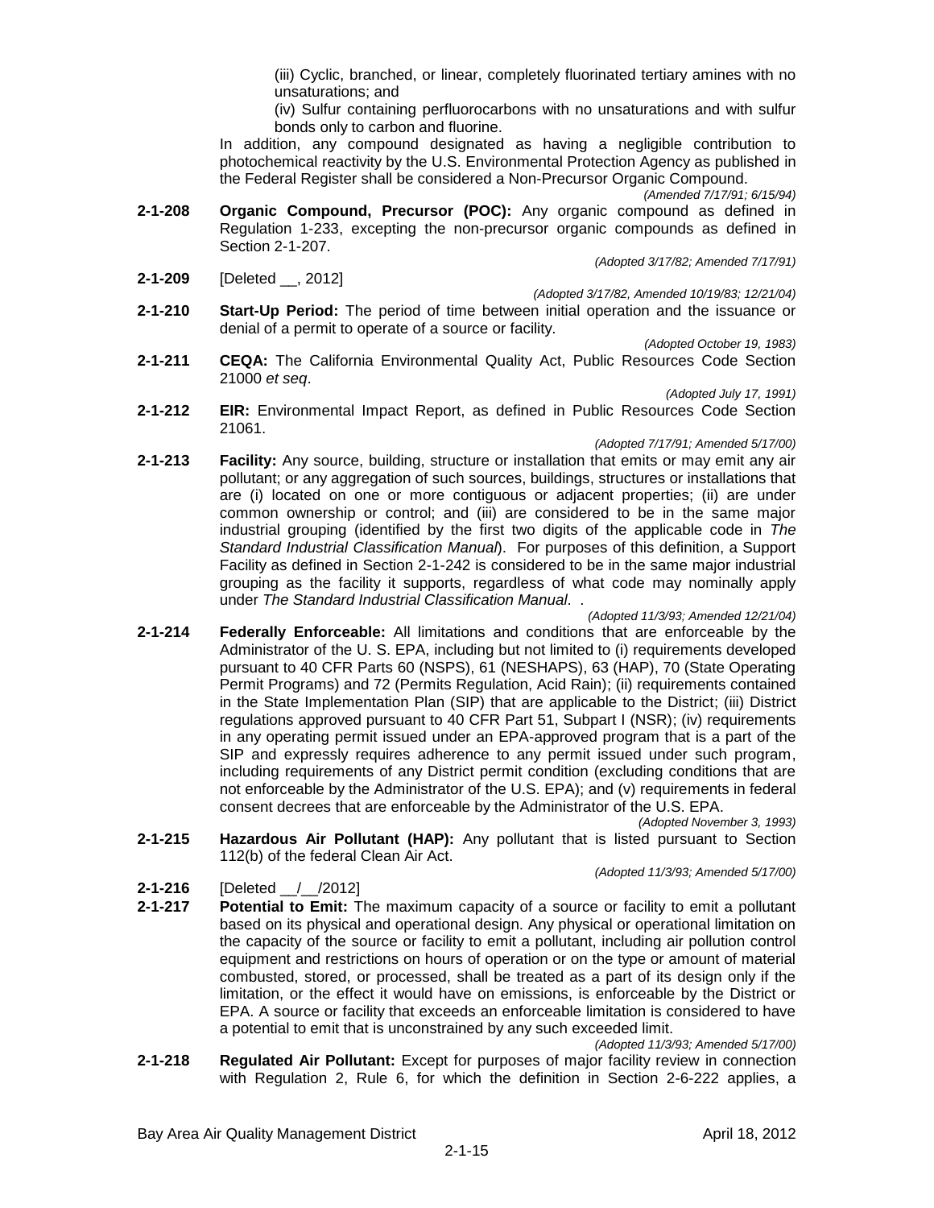(iii) Cyclic, branched, or linear, completely fluorinated tertiary amines with no unsaturations; and

(iv) Sulfur containing perfluorocarbons with no unsaturations and with sulfur bonds only to carbon and fluorine.

In addition, any compound designated as having a negligible contribution to photochemical reactivity by the U.S. Environmental Protection Agency as published in the Federal Register shall be considered a Non-Precursor Organic Compound.

*(Amended 7/17/91; 6/15/94)*

**2-1-208 Organic Compound, Precursor (POC):** Any organic compound as defined in Regulation 1-233, excepting the non-precursor organic compounds as defined in Section 2-1-207.

*(Adopted 3/17/82; Amended 7/17/91)*

**2-1-209** [Deleted __, 2012]

*(Adopted 3/17/82, Amended 10/19/83; 12/21/04)*

**2-1-210 Start-Up Period:** The period of time between initial operation and the issuance or denial of a permit to operate of a source or facility.

*(Adopted October 19, 1983)*

**2-1-211 CEQA:** The California Environmental Quality Act, Public Resources Code Section 21000 *et seq*.

*(Adopted July 17, 1991)*

**2-1-212 EIR:** Environmental Impact Report, as defined in Public Resources Code Section 21061.

*(Adopted 7/17/91; Amended 5/17/00)*

**2-1-213 Facility:** Any source, building, structure or installation that emits or may emit any air pollutant; or any aggregation of such sources, buildings, structures or installations that are (i) located on one or more contiguous or adjacent properties; (ii) are under common ownership or control; and (iii) are considered to be in the same major industrial grouping (identified by the first two digits of the applicable code in *The Standard Industrial Classification Manual*). For purposes of this definition, a Support Facility as defined in Section 2-1-242 is considered to be in the same major industrial grouping as the facility it supports, regardless of what code may nominally apply under *The Standard Industrial Classification Manual*. .

*(Adopted 11/3/93; Amended 12/21/04)*

**2-1-214 Federally Enforceable:** All limitations and conditions that are enforceable by the Administrator of the U. S. EPA, including but not limited to (i) requirements developed pursuant to 40 CFR Parts 60 (NSPS), 61 (NESHAPS), 63 (HAP), 70 (State Operating Permit Programs) and 72 (Permits Regulation, Acid Rain); (ii) requirements contained in the State Implementation Plan (SIP) that are applicable to the District; (iii) District regulations approved pursuant to 40 CFR Part 51, Subpart I (NSR); (iv) requirements in any operating permit issued under an EPA-approved program that is a part of the SIP and expressly requires adherence to any permit issued under such program, including requirements of any District permit condition (excluding conditions that are not enforceable by the Administrator of the U.S. EPA); and (v) requirements in federal consent decrees that are enforceable by the Administrator of the U.S. EPA.

*(Adopted November 3, 1993)*

**2-1-215 Hazardous Air Pollutant (HAP):** Any pollutant that is listed pursuant to Section 112(b) of the federal Clean Air Act.

*(Adopted 11/3/93; Amended 5/17/00)*

**2-1-216** [Deleted __/__/2012]

**2-1-217 Potential to Emit:** The maximum capacity of a source or facility to emit a pollutant based on its physical and operational design. Any physical or operational limitation on the capacity of the source or facility to emit a pollutant, including air pollution control equipment and restrictions on hours of operation or on the type or amount of material combusted, stored, or processed, shall be treated as a part of its design only if the limitation, or the effect it would have on emissions, is enforceable by the District or EPA. A source or facility that exceeds an enforceable limitation is considered to have a potential to emit that is unconstrained by any such exceeded limit.

*(Adopted 11/3/93; Amended 5/17/00)*

**2-1-218 Regulated Air Pollutant:** Except for purposes of major facility review in connection with Regulation 2, Rule 6, for which the definition in Section 2-6-222 applies, a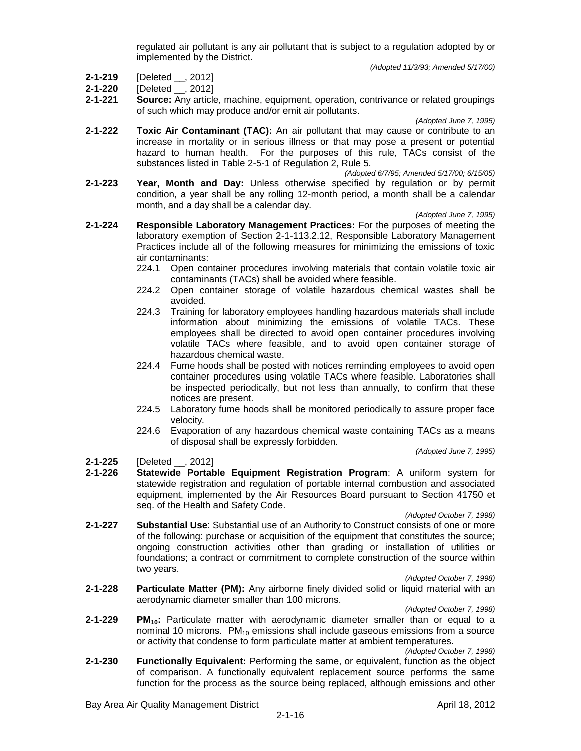regulated air pollutant is any air pollutant that is subject to a regulation adopted by or implemented by the District.

*(Adopted 11/3/93; Amended 5/17/00)*

**2-1-219** [Deleted __, 2012]

**2-1-220** [Deleted __, 2012]

**2-1-221** **Source:** Any article, machine, equipment, operation, contrivance or related groupings of such which may produce and/or emit air pollutants.

*(Adopted June 7, 1995)*

**2-1-222** **Toxic Air Contaminant (TAC):** An air pollutant that may cause or contribute to an increase in mortality or in serious illness or that may pose a present or potential hazard to human health. For the purposes of this rule, TACs consist of the substances listed in Table 2-5-1 of Regulation 2, Rule 5.

*(Adopted 6/7/95; Amended 5/17/00; 6/15/05)*

**2-1-223** **Year, Month and Day:** Unless otherwise specified by regulation or by permit condition, a year shall be any rolling 12-month period, a month shall be a calendar month, and a day shall be a calendar day.

*(Adopted June 7, 1995)*

**2-1-224** **Responsible Laboratory Management Practices:** For the purposes of meeting the laboratory exemption of Section 2-1-113.2.12, Responsible Laboratory Management Practices include all of the following measures for minimizing the emissions of toxic air contaminants:

224.1 Open container procedures involving materials that contain volatile toxic air contaminants (TACs) shall be avoided where feasible.

224.2 Open container storage of volatile hazardous chemical wastes shall be avoided.

224.3 Training for laboratory employees handling hazardous materials shall include information about minimizing the emissions of volatile TACs. These employees shall be directed to avoid open container procedures involving volatile TACs where feasible, and to avoid open container storage of hazardous chemical waste.

224.4 Fume hoods shall be posted with notices reminding employees to avoid open container procedures using volatile TACs where feasible. Laboratories shall be inspected periodically, but not less than annually, to confirm that these notices are present.

224.5 Laboratory fume hoods shall be monitored periodically to assure proper face velocity.

224.6 Evaporation of any hazardous chemical waste containing TACs as a means of disposal shall be expressly forbidden.

*(Adopted June 7, 1995)*

**2-1-225** [Deleted __, 2012]

**2-1-226** **Statewide Portable Equipment Registration Program**: A uniform system for statewide registration and regulation of portable internal combustion and associated equipment, implemented by the Air Resources Board pursuant to Section 41750 et seq. of the Health and Safety Code.

*(Adopted October 7, 1998)*

**2-1-227** **Substantial Use**: Substantial use of an Authority to Construct consists of one or more of the following: purchase or acquisition of the equipment that constitutes the source; ongoing construction activities other than grading or installation of utilities or foundations; a contract or commitment to complete construction of the source within two years.

*(Adopted October 7, 1998)*

**2-1-228** **Particulate Matter (PM):** Any airborne finely divided solid or liquid material with an aerodynamic diameter smaller than 100 microns.

*(Adopted October 7, 1998)*

**2-1-229** **$PM_{10}$:** Particulate matter with aerodynamic diameter smaller than or equal to a nominal 10 microns. $PM_{10}$ emissions shall include gaseous emissions from a source or activity that condense to form particulate matter at ambient temperatures.

*(Adopted October 7, 1998)*

**2-1-230** **Functionally Equivalent:** Performing the same, or equivalent, function as the object of comparison. A functionally equivalent replacement source performs the same function for the process as the source being replaced, although emissions and other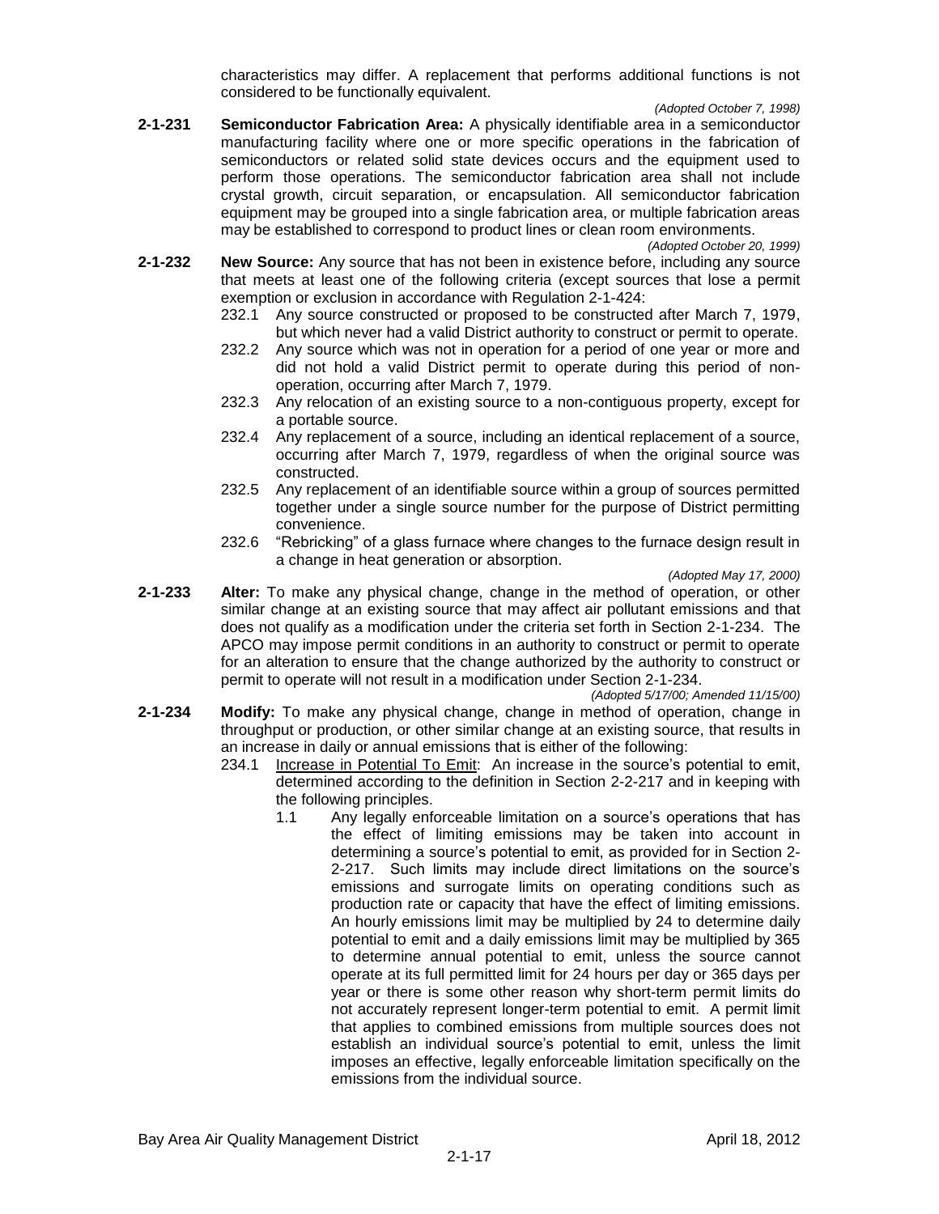characteristics may differ. A replacement that performs additional functions is not considered to be functionally equivalent.

*(Adopted October 7, 1998)*

**2-1-231 Semiconductor Fabrication Area:** A physically identifiable area in a semiconductor manufacturing facility where one or more specific operations in the fabrication of semiconductors or related solid state devices occurs and the equipment used to perform those operations. The semiconductor fabrication area shall not include crystal growth, circuit separation, or encapsulation. All semiconductor fabrication equipment may be grouped into a single fabrication area, or multiple fabrication areas may be established to correspond to product lines or clean room environments.

*(Adopted October 20, 1999)*

**2-1-232 New Source:** Any source that has not been in existence before, including any source that meets at least one of the following criteria (except sources that lose a permit exemption or exclusion in accordance with Regulation 2-1-424:

- 232.1 Any source constructed or proposed to be constructed after March 7, 1979, but which never had a valid District authority to construct or permit to operate.
- 232.2 Any source which was not in operation for a period of one year or more and did not hold a valid District permit to operate during this period of non-operation, occurring after March 7, 1979.
- 232.3 Any relocation of an existing source to a non-contiguous property, except for a portable source.
- 232.4 Any replacement of a source, including an identical replacement of a source, occurring after March 7, 1979, regardless of when the original source was constructed.
- 232.5 Any replacement of an identifiable source within a group of sources permitted together under a single source number for the purpose of District permitting convenience.
- 232.6 "Rebricking" of a glass furnace where changes to the furnace design result in a change in heat generation or absorption.

*(Adopted May 17, 2000)*

**2-1-233 Alter:** To make any physical change, change in the method of operation, or other similar change at an existing source that may affect air pollutant emissions and that does not qualify as a modification under the criteria set forth in Section 2-1-234. The APCO may impose permit conditions in an authority to construct or permit to operate for an alteration to ensure that the change authorized by the authority to construct or permit to operate will not result in a modification under Section 2-1-234.

*(Adopted 5/17/00; Amended 11/15/00)*

**2-1-234 Modify:** To make any physical change, change in method of operation, change in throughput or production, or other similar change at an existing source, that results in an increase in daily or annual emissions that is either of the following:

- 234.1 Increase in Potential To Emit: An increase in the source's potential to emit, determined according to the definition in Section 2-2-217 and in keeping with the following principles.
  - 1.1 Any legally enforceable limitation on a source's operations that has the effect of limiting emissions may be taken into account in determining a source's potential to emit, as provided for in Section 2-2-217. Such limits may include direct limitations on the source's emissions and surrogate limits on operating conditions such as production rate or capacity that have the effect of limiting emissions. An hourly emissions limit may be multiplied by 24 to determine daily potential to emit and a daily emissions limit may be multiplied by 365 to determine annual potential to emit, unless the source cannot operate at its full permitted limit for 24 hours per day or 365 days per year or there is some other reason why short-term permit limits do not accurately represent longer-term potential to emit. A permit limit that applies to combined emissions from multiple sources does not establish an individual source's potential to emit, unless the limit imposes an effective, legally enforceable limitation specifically on the emissions from the individual source.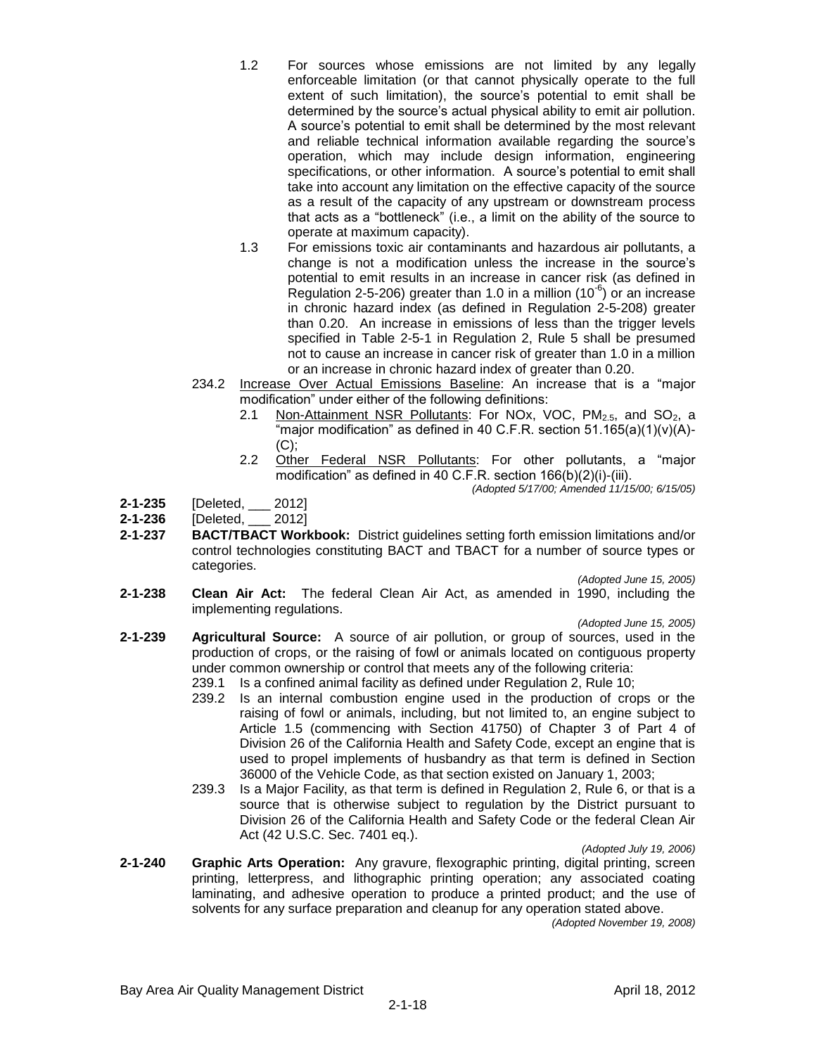1.2 For sources whose emissions are not limited by any legally enforceable limitation (or that cannot physically operate to the full extent of such limitation), the source's potential to emit shall be determined by the source's actual physical ability to emit air pollution. A source's potential to emit shall be determined by the most relevant and reliable technical information available regarding the source's operation, which may include design information, engineering specifications, or other information. A source's potential to emit shall take into account any limitation on the effective capacity of the source as a result of the capacity of any upstream or downstream process that acts as a "bottleneck" (i.e., a limit on the ability of the source to operate at maximum capacity).

1.3 For emissions toxic air contaminants and hazardous air pollutants, a change is not a modification unless the increase in the source's potential to emit results in an increase in cancer risk (as defined in Regulation 2-5-206) greater than 1.0 in a million ($10^{-6}$) or an increase in chronic hazard index (as defined in Regulation 2-5-208) greater than 0.20. An increase in emissions of less than the trigger levels specified in Table 2-5-1 in Regulation 2, Rule 5 shall be presumed not to cause an increase in cancer risk of greater than 1.0 in a million or an increase in chronic hazard index of greater than 0.20.

234.2 Increase Over Actual Emissions Baseline: An increase that is a "major modification" under either of the following definitions:

2.1 Non-Attainment NSR Pollutants: For NOx, VOC, $PM_{2.5}$, and $SO_2$, a "major modification" as defined in 40 C.F.R. section 51.165(a)(1)(v)(A)-(C);

2.2 Other Federal NSR Pollutants: For other pollutants, a "major modification" as defined in 40 C.F.R. section 166(b)(2)(i)-(iii).

*(Adopted 5/17/00; Amended 11/15/00; 6/15/05)*

**2-1-235** [Deleted, ___ 2012]

**2-1-236** [Deleted, ___ 2012]

**2-1-237 BACT/TBACT Workbook:** District guidelines setting forth emission limitations and/or control technologies constituting BACT and TBACT for a number of source types or categories.

*(Adopted June 15, 2005)*

**2-1-238 Clean Air Act:** The federal Clean Air Act, as amended in 1990, including the implementing regulations.

*(Adopted June 15, 2005)*

**2-1-239 Agricultural Source:** A source of air pollution, or group of sources, used in the production of crops, or the raising of fowl or animals located on contiguous property under common ownership or control that meets any of the following criteria:

239.1 Is a confined animal facility as defined under Regulation 2, Rule 10;

239.2 Is an internal combustion engine used in the production of crops or the raising of fowl or animals, including, but not limited to, an engine subject to Article 1.5 (commencing with Section 41750) of Chapter 3 of Part 4 of Division 26 of the California Health and Safety Code, except an engine that is used to propel implements of husbandry as that term is defined in Section 36000 of the Vehicle Code, as that section existed on January 1, 2003;

239.3 Is a Major Facility, as that term is defined in Regulation 2, Rule 6, or that is a source that is otherwise subject to regulation by the District pursuant to Division 26 of the California Health and Safety Code or the federal Clean Air Act (42 U.S.C. Sec. 7401 eq.).

*(Adopted July 19, 2006)*

**2-1-240 Graphic Arts Operation:** Any gravure, flexographic printing, digital printing, screen printing, letterpress, and lithographic printing operation; any associated coating laminating, and adhesive operation to produce a printed product; and the use of solvents for any surface preparation and cleanup for any operation stated above.

*(Adopted November 19, 2008)*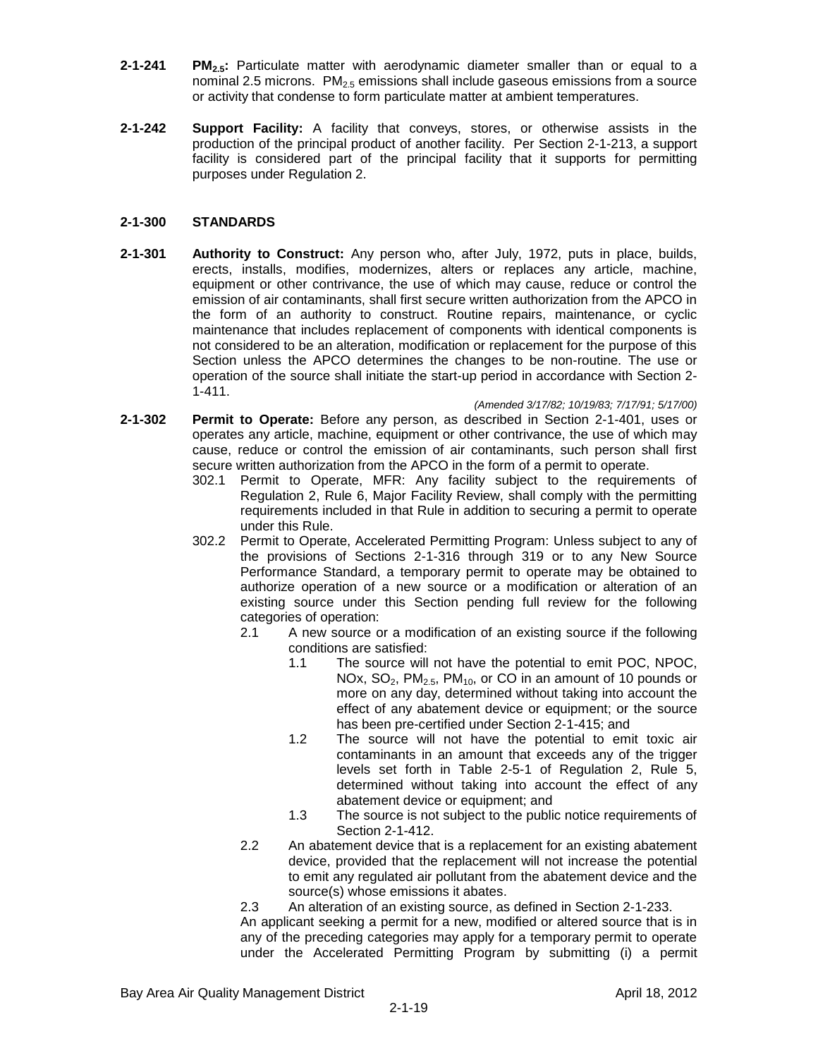**2-1-241 $PM_{2.5}$:** Particulate matter with aerodynamic diameter smaller than or equal to a nominal 2.5 microns. $PM_{2.5}$ emissions shall include gaseous emissions from a source or activity that condense to form particulate matter at ambient temperatures.

**2-1-242 Support Facility:** A facility that conveys, stores, or otherwise assists in the production of the principal product of another facility. Per Section 2-1-213, a support facility is considered part of the principal facility that it supports for permitting purposes under Regulation 2.

## 2-1-300 STANDARDS

**2-1-301 Authority to Construct:** Any person who, after July, 1972, puts in place, builds, erects, installs, modifies, modernizes, alters or replaces any article, machine, equipment or other contrivance, the use of which may cause, reduce or control the emission of air contaminants, shall first secure written authorization from the APCO in the form of an authority to construct. Routine repairs, maintenance, or cyclic maintenance that includes replacement of components with identical components is not considered to be an alteration, modification or replacement for the purpose of this Section unless the APCO determines the changes to be non-routine. The use or operation of the source shall initiate the start-up period in accordance with Section 2-1-411.

*(Amended 3/17/82; 10/19/83; 7/17/91; 5/17/00)*

**2-1-302 Permit to Operate:** Before any person, as described in Section 2-1-401, uses or operates any article, machine, equipment or other contrivance, the use of which may cause, reduce or control the emission of air contaminants, such person shall first secure written authorization from the APCO in the form of a permit to operate.

302.1 Permit to Operate, MFR: Any facility subject to the requirements of Regulation 2, Rule 6, Major Facility Review, shall comply with the permitting requirements included in that Rule in addition to securing a permit to operate under this Rule.

302.2 Permit to Operate, Accelerated Permitting Program: Unless subject to any of the provisions of Sections 2-1-316 through 319 or to any New Source Performance Standard, a temporary permit to operate may be obtained to authorize operation of a new source or a modification or alteration of an existing source under this Section pending full review for the following categories of operation:

2.1 A new source or a modification of an existing source if the following conditions are satisfied:

1.1 The source will not have the potential to emit POC, NPOC, NOx, $SO_2$, $PM_{2.5}$, $PM_{10}$, or CO in an amount of 10 pounds or more on any day, determined without taking into account the effect of any abatement device or equipment; or the source has been pre-certified under Section 2-1-415; and

1.2 The source will not have the potential to emit toxic air contaminants in an amount that exceeds any of the trigger levels set forth in Table 2-5-1 of Regulation 2, Rule 5, determined without taking into account the effect of any abatement device or equipment; and

1.3 The source is not subject to the public notice requirements of Section 2-1-412.

2.2 An abatement device that is a replacement for an existing abatement device, provided that the replacement will not increase the potential to emit any regulated air pollutant from the abatement device and the source(s) whose emissions it abates.

2.3 An alteration of an existing source, as defined in Section 2-1-233.

An applicant seeking a permit for a new, modified or altered source that is in any of the preceding categories may apply for a temporary permit to operate under the Accelerated Permitting Program by submitting (i) a permit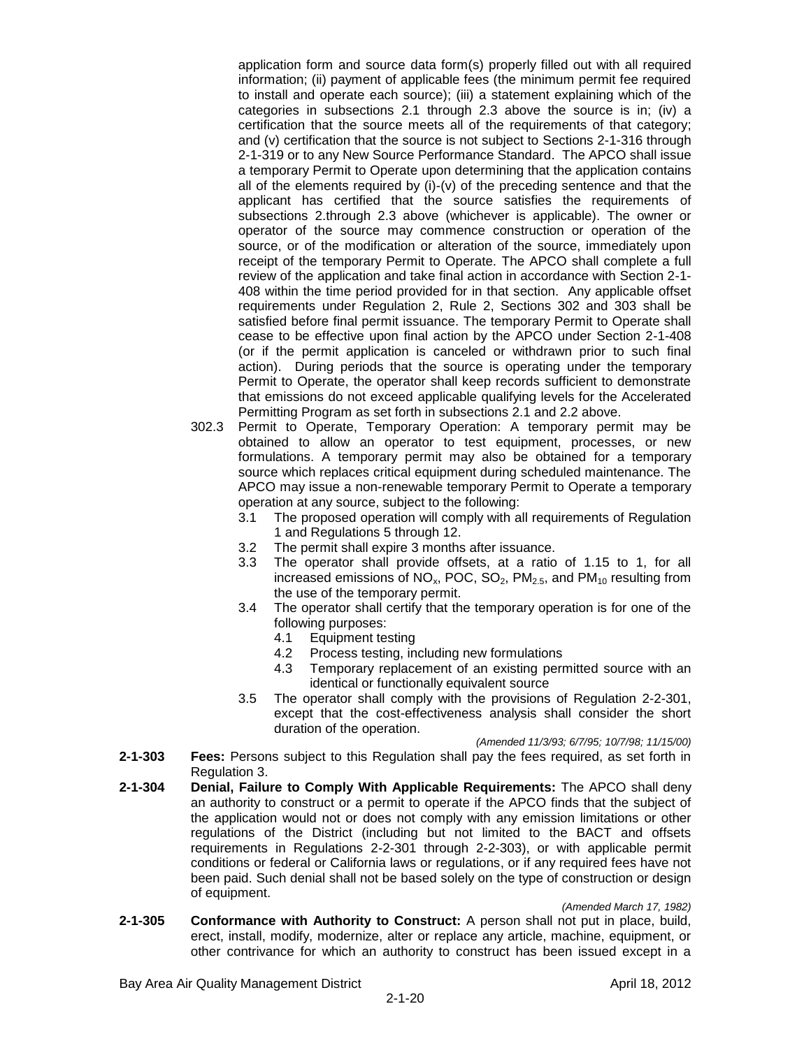application form and source data form(s) properly filled out with all required information; (ii) payment of applicable fees (the minimum permit fee required to install and operate each source); (iii) a statement explaining which of the categories in subsections 2.1 through 2.3 above the source is in; (iv) a certification that the source meets all of the requirements of that category; and (v) certification that the source is not subject to Sections 2-1-316 through 2-1-319 or to any New Source Performance Standard. The APCO shall issue a temporary Permit to Operate upon determining that the application contains all of the elements required by (i)-(v) of the preceding sentence and that the applicant has certified that the source satisfies the requirements of subsections 2.through 2.3 above (whichever is applicable). The owner or operator of the source may commence construction or operation of the source, or of the modification or alteration of the source, immediately upon receipt of the temporary Permit to Operate. The APCO shall complete a full review of the application and take final action in accordance with Section 2-1-408 within the time period provided for in that section. Any applicable offset requirements under Regulation 2, Rule 2, Sections 302 and 303 shall be satisfied before final permit issuance. The temporary Permit to Operate shall cease to be effective upon final action by the APCO under Section 2-1-408 (or if the permit application is canceled or withdrawn prior to such final action). During periods that the source is operating under the temporary Permit to Operate, the operator shall keep records sufficient to demonstrate that emissions do not exceed applicable qualifying levels for the Accelerated Permitting Program as set forth in subsections 2.1 and 2.2 above.

302.3 Permit to Operate, Temporary Operation: A temporary permit may be obtained to allow an operator to test equipment, processes, or new formulations. A temporary permit may also be obtained for a temporary source which replaces critical equipment during scheduled maintenance. The APCO may issue a non-renewable temporary Permit to Operate a temporary operation at any source, subject to the following:

- 3.1 The proposed operation will comply with all requirements of Regulation 1 and Regulations 5 through 12.
- 3.2 The permit shall expire 3 months after issuance.
- 3.3 The operator shall provide offsets, at a ratio of 1.15 to 1, for all increased emissions of $NO_x$, POC, $SO_2$, $PM_{2.5}$, and $PM_{10}$ resulting from the use of the temporary permit.
- 3.4 The operator shall certify that the temporary operation is for one of the following purposes:
  - 4.1 Equipment testing
  - 4.2 Process testing, including new formulations
  - 4.3 Temporary replacement of an existing permitted source with an identical or functionally equivalent source
- 3.5 The operator shall comply with the provisions of Regulation 2-2-301, except that the cost-effectiveness analysis shall consider the short duration of the operation.

*(Amended 11/3/93; 6/7/95; 10/7/98; 11/15/00)*

**2-1-303 Fees:** Persons subject to this Regulation shall pay the fees required, as set forth in Regulation 3.

**2-1-304 Denial, Failure to Comply With Applicable Requirements:** The APCO shall deny an authority to construct or a permit to operate if the APCO finds that the subject of the application would not or does not comply with any emission limitations or other regulations of the District (including but not limited to the BACT and offsets requirements in Regulations 2-2-301 through 2-2-303), or with applicable permit conditions or federal or California laws or regulations, or if any required fees have not been paid. Such denial shall not be based solely on the type of construction or design of equipment.

*(Amended March 17, 1982)*

**2-1-305 Conformance with Authority to Construct:** A person shall not put in place, build, erect, install, modify, modernize, alter or replace any article, machine, equipment, or other contrivance for which an authority to construct has been issued except in a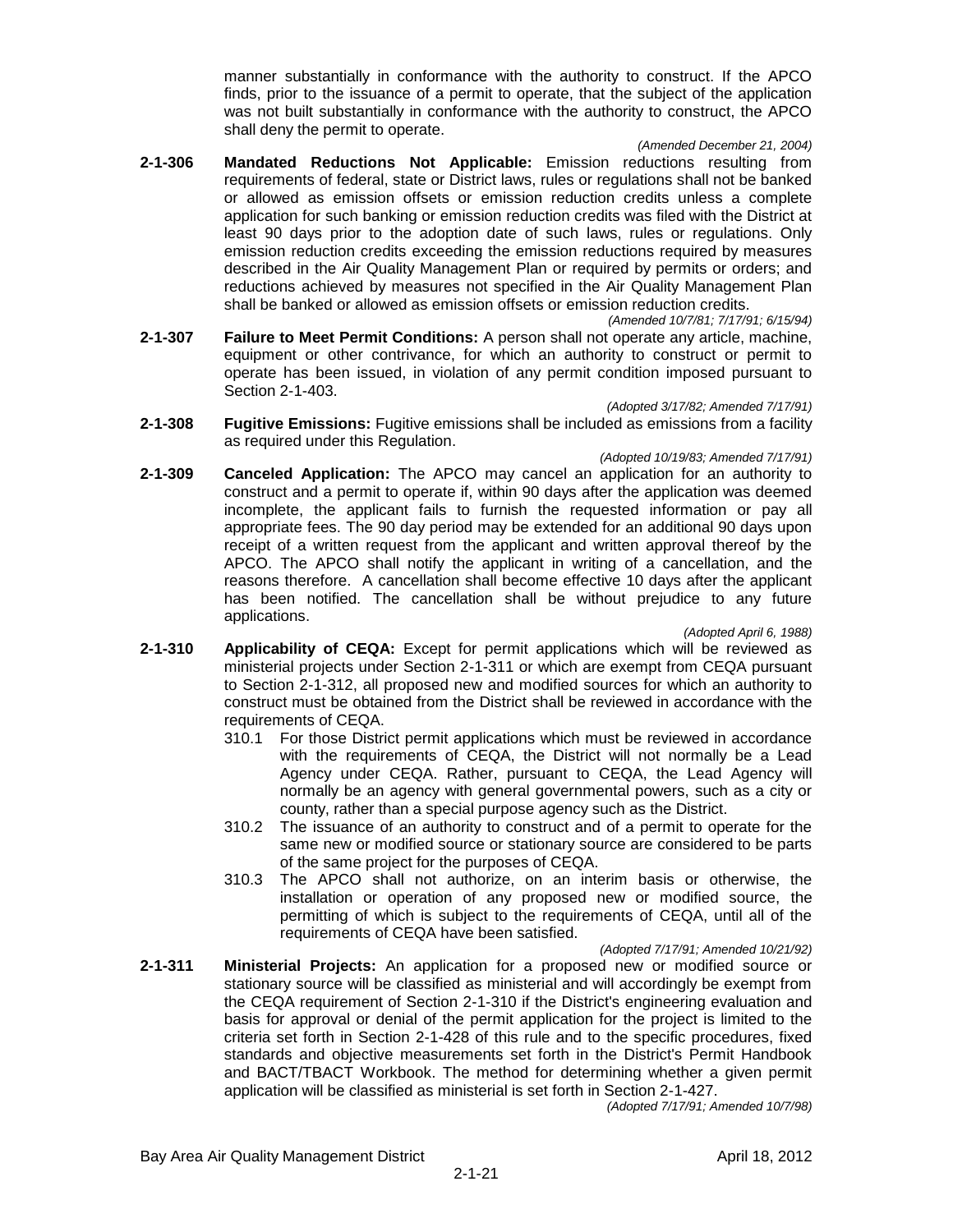manner substantially in conformance with the authority to construct. If the APCO finds, prior to the issuance of a permit to operate, that the subject of the application was not built substantially in conformance with the authority to construct, the APCO shall deny the permit to operate.

*(Amended December 21, 2004)*

**2-1-306 Mandated Reductions Not Applicable:** Emission reductions resulting from requirements of federal, state or District laws, rules or regulations shall not be banked or allowed as emission offsets or emission reduction credits unless a complete application for such banking or emission reduction credits was filed with the District at least 90 days prior to the adoption date of such laws, rules or regulations. Only emission reduction credits exceeding the emission reductions required by measures described in the Air Quality Management Plan or required by permits or orders; and reductions achieved by measures not specified in the Air Quality Management Plan shall be banked or allowed as emission offsets or emission reduction credits.

*(Amended 10/7/81; 7/17/91; 6/15/94)*

**2-1-307 Failure to Meet Permit Conditions:** A person shall not operate any article, machine, equipment or other contrivance, for which an authority to construct or permit to operate has been issued, in violation of any permit condition imposed pursuant to Section 2-1-403.

*(Adopted 3/17/82; Amended 7/17/91)*

**2-1-308 Fugitive Emissions:** Fugitive emissions shall be included as emissions from a facility as required under this Regulation.

*(Adopted 10/19/83; Amended 7/17/91)*

**2-1-309 Canceled Application:** The APCO may cancel an application for an authority to construct and a permit to operate if, within 90 days after the application was deemed incomplete, the applicant fails to furnish the requested information or pay all appropriate fees. The 90 day period may be extended for an additional 90 days upon receipt of a written request from the applicant and written approval thereof by the APCO. The APCO shall notify the applicant in writing of a cancellation, and the reasons therefore. A cancellation shall become effective 10 days after the applicant has been notified. The cancellation shall be without prejudice to any future applications.

*(Adopted April 6, 1988)*

**2-1-310 Applicability of CEQA:** Except for permit applications which will be reviewed as ministerial projects under Section 2-1-311 or which are exempt from CEQA pursuant to Section 2-1-312, all proposed new and modified sources for which an authority to construct must be obtained from the District shall be reviewed in accordance with the requirements of CEQA.

310.1 For those District permit applications which must be reviewed in accordance with the requirements of CEQA, the District will not normally be a Lead Agency under CEQA. Rather, pursuant to CEQA, the Lead Agency will normally be an agency with general governmental powers, such as a city or county, rather than a special purpose agency such as the District.

310.2 The issuance of an authority to construct and of a permit to operate for the same new or modified source or stationary source are considered to be parts of the same project for the purposes of CEQA.

310.3 The APCO shall not authorize, on an interim basis or otherwise, the installation or operation of any proposed new or modified source, the permitting of which is subject to the requirements of CEQA, until all of the requirements of CEQA have been satisfied.

*(Adopted 7/17/91; Amended 10/21/92)*

**2-1-311 Ministerial Projects:** An application for a proposed new or modified source or stationary source will be classified as ministerial and will accordingly be exempt from the CEQA requirement of Section 2-1-310 if the District's engineering evaluation and basis for approval or denial of the permit application for the project is limited to the criteria set forth in Section 2-1-428 of this rule and to the specific procedures, fixed standards and objective measurements set forth in the District's Permit Handbook and BACT/TBACT Workbook. The method for determining whether a given permit application will be classified as ministerial is set forth in Section 2-1-427.

*(Adopted 7/17/91; Amended 10/7/98)*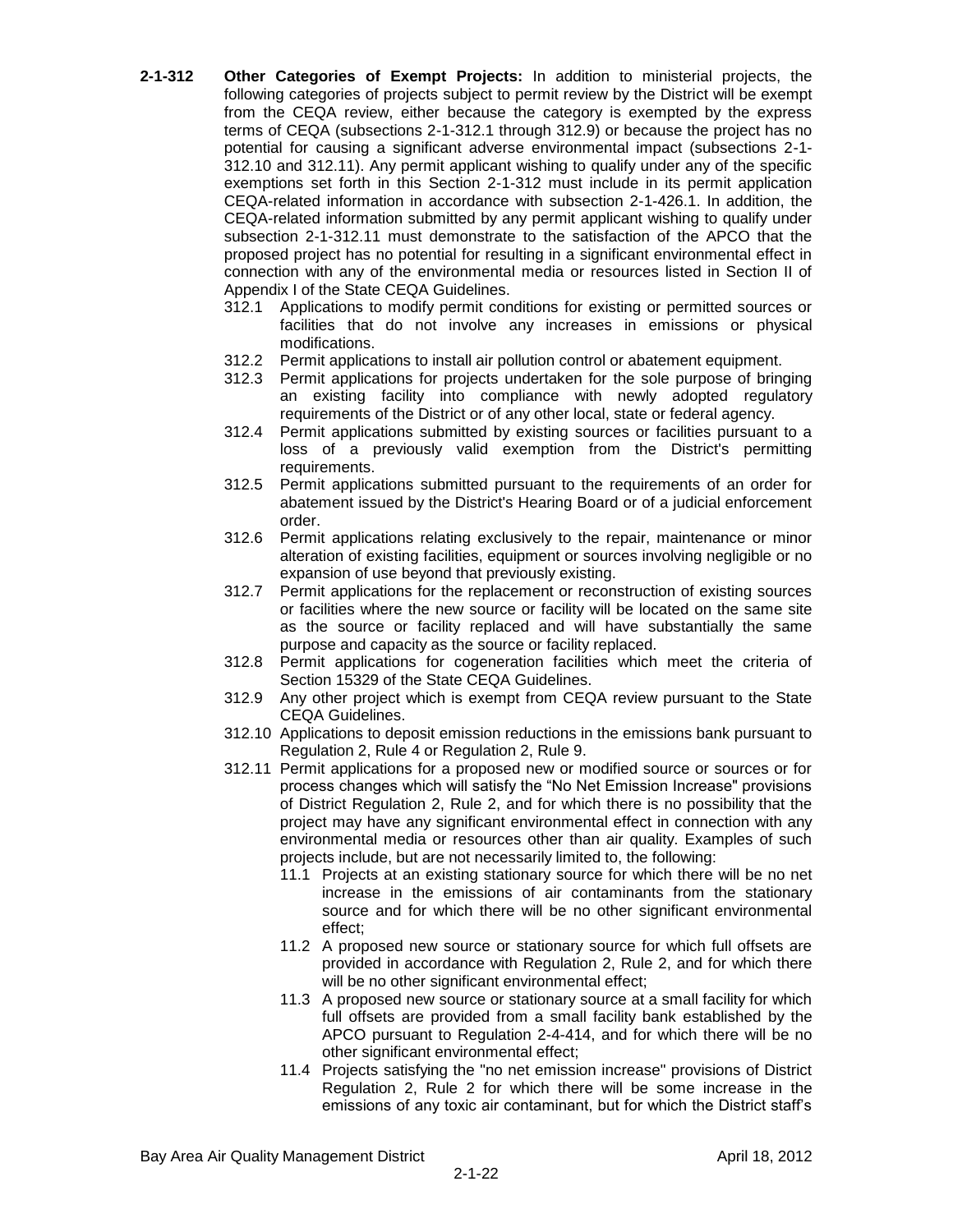**2-1-312 Other Categories of Exempt Projects:** In addition to ministerial projects, the following categories of projects subject to permit review by the District will be exempt from the CEQA review, either because the category is exempted by the express terms of CEQA (subsections 2-1-312.1 through 312.9) or because the project has no potential for causing a significant adverse environmental impact (subsections 2-1-312.10 and 312.11). Any permit applicant wishing to qualify under any of the specific exemptions set forth in this Section 2-1-312 must include in its permit application CEQA-related information in accordance with subsection 2-1-426.1. In addition, the CEQA-related information submitted by any permit applicant wishing to qualify under subsection 2-1-312.11 must demonstrate to the satisfaction of the APCO that the proposed project has no potential for resulting in a significant environmental effect in connection with any of the environmental media or resources listed in Section II of Appendix I of the State CEQA Guidelines.

- 312.1 Applications to modify permit conditions for existing or permitted sources or facilities that do not involve any increases in emissions or physical modifications.
- 312.2 Permit applications to install air pollution control or abatement equipment.
- 312.3 Permit applications for projects undertaken for the sole purpose of bringing an existing facility into compliance with newly adopted regulatory requirements of the District or of any other local, state or federal agency.
- 312.4 Permit applications submitted by existing sources or facilities pursuant to a loss of a previously valid exemption from the District's permitting requirements.
- 312.5 Permit applications submitted pursuant to the requirements of an order for abatement issued by the District's Hearing Board or of a judicial enforcement order.
- 312.6 Permit applications relating exclusively to the repair, maintenance or minor alteration of existing facilities, equipment or sources involving negligible or no expansion of use beyond that previously existing.
- 312.7 Permit applications for the replacement or reconstruction of existing sources or facilities where the new source or facility will be located on the same site as the source or facility replaced and will have substantially the same purpose and capacity as the source or facility replaced.
- 312.8 Permit applications for cogeneration facilities which meet the criteria of Section 15329 of the State CEQA Guidelines.
- 312.9 Any other project which is exempt from CEQA review pursuant to the State CEQA Guidelines.
- 312.10 Applications to deposit emission reductions in the emissions bank pursuant to Regulation 2, Rule 4 or Regulation 2, Rule 9.
- 312.11 Permit applications for a proposed new or modified source or sources or for process changes which will satisfy the "No Net Emission Increase" provisions of District Regulation 2, Rule 2, and for which there is no possibility that the project may have any significant environmental effect in connection with any environmental media or resources other than air quality. Examples of such projects include, but are not necessarily limited to, the following:
  - 11.1 Projects at an existing stationary source for which there will be no net increase in the emissions of air contaminants from the stationary source and for which there will be no other significant environmental effect;
  - 11.2 A proposed new source or stationary source for which full offsets are provided in accordance with Regulation 2, Rule 2, and for which there will be no other significant environmental effect;
  - 11.3 A proposed new source or stationary source at a small facility for which full offsets are provided from a small facility bank established by the APCO pursuant to Regulation 2-4-414, and for which there will be no other significant environmental effect;
  - 11.4 Projects satisfying the "no net emission increase" provisions of District Regulation 2, Rule 2 for which there will be some increase in the emissions of any toxic air contaminant, but for which the District staff's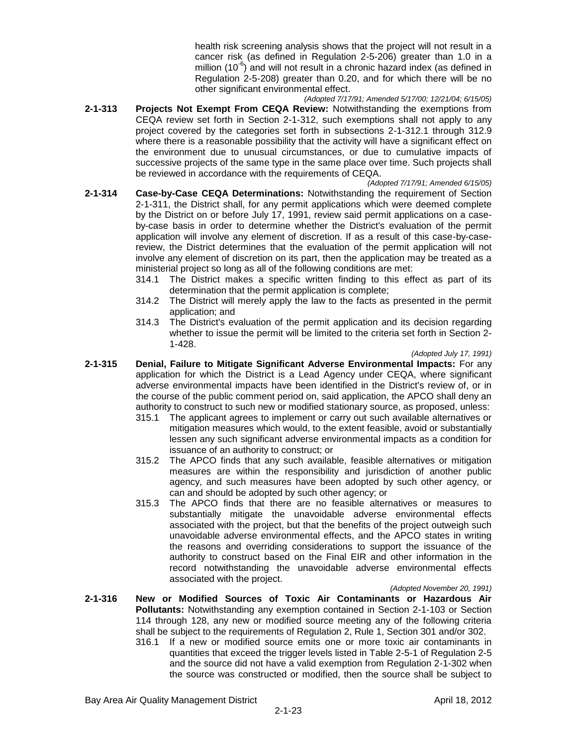health risk screening analysis shows that the project will not result in a cancer risk (as defined in Regulation 2-5-206) greater than 1.0 in a million ($10^{-6}$) and will not result in a chronic hazard index (as defined in Regulation 2-5-208) greater than 0.20, and for which there will be no other significant environmental effect.

*(Adopted 7/17/91; Amended 5/17/00; 12/21/04; 6/15/05)*

**2-1-313 Projects Not Exempt From CEQA Review:** Notwithstanding the exemptions from CEQA review set forth in Section 2-1-312, such exemptions shall not apply to any project covered by the categories set forth in subsections 2-1-312.1 through 312.9 where there is a reasonable possibility that the activity will have a significant effect on the environment due to unusual circumstances, or due to cumulative impacts of successive projects of the same type in the same place over time. Such projects shall be reviewed in accordance with the requirements of CEQA.

*(Adopted 7/17/91; Amended 6/15/05)*

**2-1-314 Case-by-Case CEQA Determinations:** Notwithstanding the requirement of Section 2-1-311, the District shall, for any permit applications which were deemed complete by the District on or before July 17, 1991, review said permit applications on a case-by-case basis in order to determine whether the District's evaluation of the permit application will involve any element of discretion. If as a result of this case-by-case-review, the District determines that the evaluation of the permit application will not involve any element of discretion on its part, then the application may be treated as a ministerial project so long as all of the following conditions are met:

314.1 The District makes a specific written finding to this effect as part of its determination that the permit application is complete;

314.2 The District will merely apply the law to the facts as presented in the permit application; and

314.3 The District's evaluation of the permit application and its decision regarding whether to issue the permit will be limited to the criteria set forth in Section 2-1-428.

*(Adopted July 17, 1991)*

**2-1-315 Denial, Failure to Mitigate Significant Adverse Environmental Impacts:** For any application for which the District is a Lead Agency under CEQA, where significant adverse environmental impacts have been identified in the District's review of, or in the course of the public comment period on, said application, the APCO shall deny an authority to construct to such new or modified stationary source, as proposed, unless:

315.1 The applicant agrees to implement or carry out such available alternatives or mitigation measures which would, to the extent feasible, avoid or substantially lessen any such significant adverse environmental impacts as a condition for issuance of an authority to construct; or

315.2 The APCO finds that any such available, feasible alternatives or mitigation measures are within the responsibility and jurisdiction of another public agency, and such measures have been adopted by such other agency, or can and should be adopted by such other agency; or

315.3 The APCO finds that there are no feasible alternatives or measures to substantially mitigate the unavoidable adverse environmental effects associated with the project, but that the benefits of the project outweigh such unavoidable adverse environmental effects, and the APCO states in writing the reasons and overriding considerations to support the issuance of the authority to construct based on the Final EIR and other information in the record notwithstanding the unavoidable adverse environmental effects associated with the project.

*(Adopted November 20, 1991)*

**2-1-316 New or Modified Sources of Toxic Air Contaminants or Hazardous Air Pollutants:** Notwithstanding any exemption contained in Section 2-1-103 or Section 114 through 128, any new or modified source meeting any of the following criteria shall be subject to the requirements of Regulation 2, Rule 1, Section 301 and/or 302.

316.1 If a new or modified source emits one or more toxic air contaminants in quantities that exceed the trigger levels listed in Table 2-5-1 of Regulation 2-5 and the source did not have a valid exemption from Regulation 2-1-302 when the source was constructed or modified, then the source shall be subject to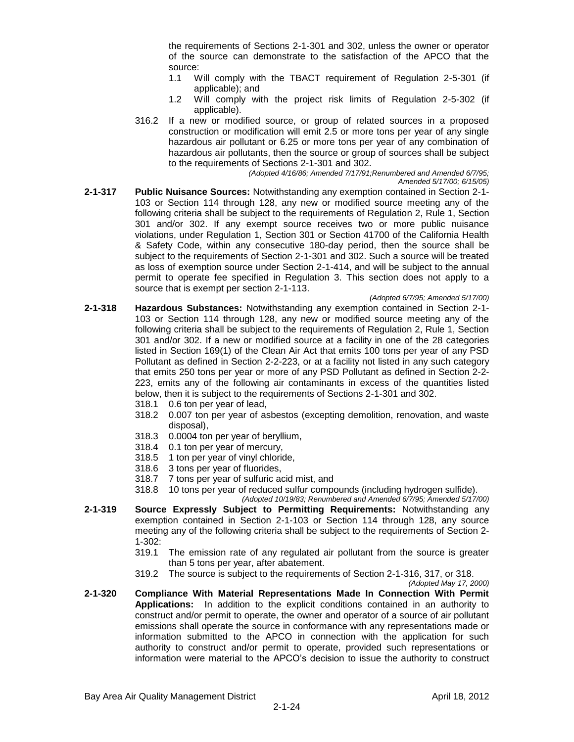the requirements of Sections 2-1-301 and 302, unless the owner or operator of the source can demonstrate to the satisfaction of the APCO that the source:

- 1.1 Will comply with the TBACT requirement of Regulation 2-5-301 (if applicable); and
- 1.2 Will comply with the project risk limits of Regulation 2-5-302 (if applicable).

316.2 If a new or modified source, or group of related sources in a proposed construction or modification will emit 2.5 or more tons per year of any single hazardous air pollutant or 6.25 or more tons per year of any combination of hazardous air pollutants, then the source or group of sources shall be subject to the requirements of Sections 2-1-301 and 302.

*(Adopted 4/16/86; Amended 7/17/91;Renumbered and Amended 6/7/95; Amended 5/17/00; 6/15/05)*

**2-1-317 Public Nuisance Sources:** Notwithstanding any exemption contained in Section 2-1-103 or Section 114 through 128, any new or modified source meeting any of the following criteria shall be subject to the requirements of Regulation 2, Rule 1, Section 301 and/or 302. If any exempt source receives two or more public nuisance violations, under Regulation 1, Section 301 or Section 41700 of the California Health & Safety Code, within any consecutive 180-day period, then the source shall be subject to the requirements of Section 2-1-301 and 302. Such a source will be treated as loss of exemption source under Section 2-1-414, and will be subject to the annual permit to operate fee specified in Regulation 3. This section does not apply to a source that is exempt per section 2-1-113.

*(Adopted 6/7/95; Amended 5/17/00)*

**2-1-318 Hazardous Substances:** Notwithstanding any exemption contained in Section 2-1-103 or Section 114 through 128, any new or modified source meeting any of the following criteria shall be subject to the requirements of Regulation 2, Rule 1, Section 301 and/or 302. If a new or modified source at a facility in one of the 28 categories listed in Section 169(1) of the Clean Air Act that emits 100 tons per year of any PSD Pollutant as defined in Section 2-2-223, or at a facility not listed in any such category that emits 250 tons per year or more of any PSD Pollutant as defined in Section 2-2-223, emits any of the following air contaminants in excess of the quantities listed below, then it is subject to the requirements of Sections 2-1-301 and 302.

- 318.1 0.6 ton per year of lead,
- 318.2 0.007 ton per year of asbestos (excepting demolition, renovation, and waste disposal),
- 318.3 0.0004 ton per year of beryllium,
- 318.4 0.1 ton per year of mercury,
- 318.5 1 ton per year of vinyl chloride,
- 318.6 3 tons per year of fluorides,
- 318.7 7 tons per year of sulfuric acid mist, and
- 318.8 10 tons per year of reduced sulfur compounds (including hydrogen sulfide).

*(Adopted 10/19/83; Renumbered and Amended 6/7/95; Amended 5/17/00)*

**2-1-319 Source Expressly Subject to Permitting Requirements:** Notwithstanding any exemption contained in Section 2-1-103 or Section 114 through 128, any source meeting any of the following criteria shall be subject to the requirements of Section 2-1-302:

- 319.1 The emission rate of any regulated air pollutant from the source is greater than 5 tons per year, after abatement.
- 319.2 The source is subject to the requirements of Section 2-1-316, 317, or 318.

*(Adopted May 17, 2000)*

**2-1-320 Compliance With Material Representations Made In Connection With Permit Applications:** In addition to the explicit conditions contained in an authority to construct and/or permit to operate, the owner and operator of a source of air pollutant emissions shall operate the source in conformance with any representations made or information submitted to the APCO in connection with the application for such authority to construct and/or permit to operate, provided such representations or information were material to the APCO's decision to issue the authority to construct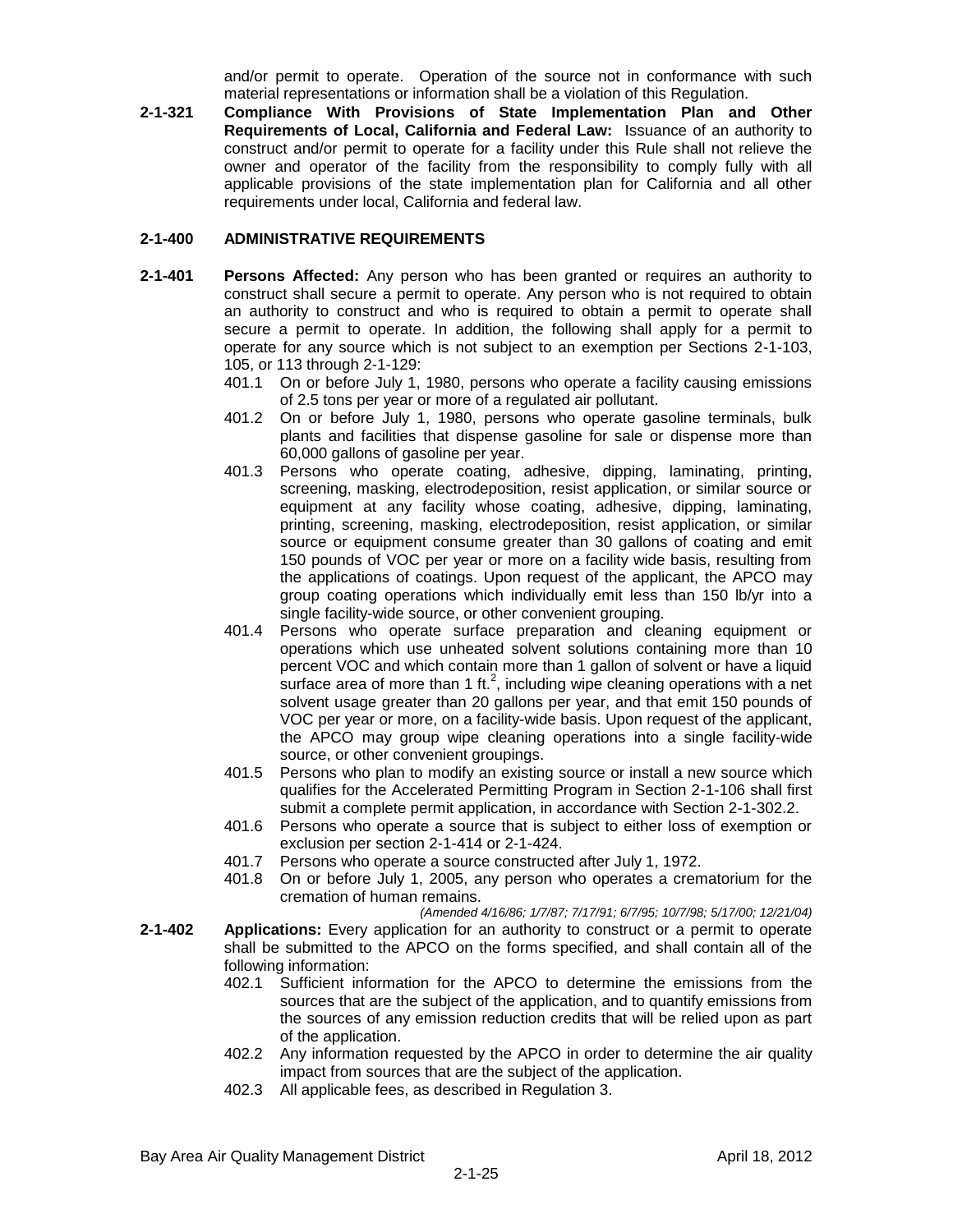and/or permit to operate. Operation of the source not in conformance with such material representations or information shall be a violation of this Regulation.

**2-1-321 Compliance With Provisions of State Implementation Plan and Other Requirements of Local, California and Federal Law:** Issuance of an authority to construct and/or permit to operate for a facility under this Rule shall not relieve the owner and operator of the facility from the responsibility to comply fully with all applicable provisions of the state implementation plan for California and all other requirements under local, California and federal law.

## 2-1-400 ADMINISTRATIVE REQUIREMENTS

**2-1-401 Persons Affected:** Any person who has been granted or requires an authority to construct shall secure a permit to operate. Any person who is not required to obtain an authority to construct and who is required to obtain a permit to operate shall secure a permit to operate. In addition, the following shall apply for a permit to operate for any source which is not subject to an exemption per Sections 2-1-103, 105, or 113 through 2-1-129:

- 401.1 On or before July 1, 1980, persons who operate a facility causing emissions of 2.5 tons per year or more of a regulated air pollutant.
- 401.2 On or before July 1, 1980, persons who operate gasoline terminals, bulk plants and facilities that dispense gasoline for sale or dispense more than 60,000 gallons of gasoline per year.
- 401.3 Persons who operate coating, adhesive, dipping, laminating, printing, screening, masking, electrodeposition, resist application, or similar source or equipment at any facility whose coating, adhesive, dipping, laminating, printing, screening, masking, electrodeposition, resist application, or similar source or equipment consume greater than 30 gallons of coating and emit 150 pounds of VOC per year or more on a facility wide basis, resulting from the applications of coatings. Upon request of the applicant, the APCO may group coating operations which individually emit less than 150 lb/yr into a single facility-wide source, or other convenient grouping.
- 401.4 Persons who operate surface preparation and cleaning equipment or operations which use unheated solvent solutions containing more than 10 percent VOC and which contain more than 1 gallon of solvent or have a liquid surface area of more than 1 $ft.^2$, including wipe cleaning operations with a net solvent usage greater than 20 gallons per year, and that emit 150 pounds of VOC per year or more, on a facility-wide basis. Upon request of the applicant, the APCO may group wipe cleaning operations into a single facility-wide source, or other convenient groupings.
- 401.5 Persons who plan to modify an existing source or install a new source which qualifies for the Accelerated Permitting Program in Section 2-1-106 shall first submit a complete permit application, in accordance with Section 2-1-302.2.
- 401.6 Persons who operate a source that is subject to either loss of exemption or exclusion per section 2-1-414 or 2-1-424.
- 401.7 Persons who operate a source constructed after July 1, 1972.
- 401.8 On or before July 1, 2005, any person who operates a crematorium for the cremation of human remains.

*(Amended 4/16/86; 1/7/87; 7/17/91; 6/7/95; 10/7/98; 5/17/00; 12/21/04)*

**2-1-402 Applications:** Every application for an authority to construct or a permit to operate shall be submitted to the APCO on the forms specified, and shall contain all of the following information:

- 402.1 Sufficient information for the APCO to determine the emissions from the sources that are the subject of the application, and to quantify emissions from the sources of any emission reduction credits that will be relied upon as part of the application.
- 402.2 Any information requested by the APCO in order to determine the air quality impact from sources that are the subject of the application.
- 402.3 All applicable fees, as described in Regulation 3.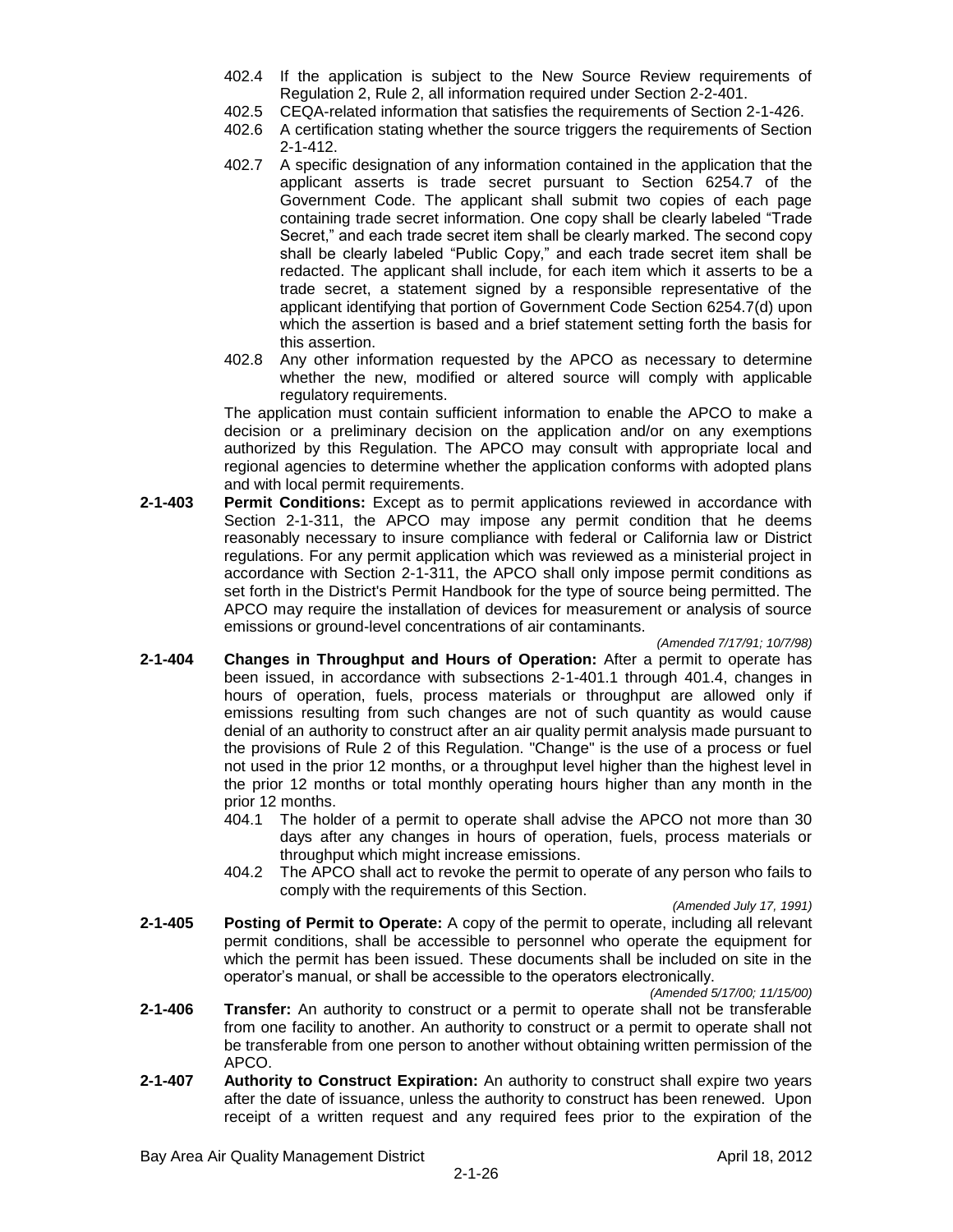402.4 If the application is subject to the New Source Review requirements of Regulation 2, Rule 2, all information required under Section 2-2-401.

402.5 CEQA-related information that satisfies the requirements of Section 2-1-426.

402.6 A certification stating whether the source triggers the requirements of Section 2-1-412.

402.7 A specific designation of any information contained in the application that the applicant asserts is trade secret pursuant to Section 6254.7 of the Government Code. The applicant shall submit two copies of each page containing trade secret information. One copy shall be clearly labeled "Trade Secret," and each trade secret item shall be clearly marked. The second copy shall be clearly labeled "Public Copy," and each trade secret item shall be redacted. The applicant shall include, for each item which it asserts to be a trade secret, a statement signed by a responsible representative of the applicant identifying that portion of Government Code Section 6254.7(d) upon which the assertion is based and a brief statement setting forth the basis for this assertion.

402.8 Any other information requested by the APCO as necessary to determine whether the new, modified or altered source will comply with applicable regulatory requirements.

The application must contain sufficient information to enable the APCO to make a decision or a preliminary decision on the application and/or on any exemptions authorized by this Regulation. The APCO may consult with appropriate local and regional agencies to determine whether the application conforms with adopted plans and with local permit requirements.

**2-1-403 Permit Conditions:** Except as to permit applications reviewed in accordance with Section 2-1-311, the APCO may impose any permit condition that he deems reasonably necessary to insure compliance with federal or California law or District regulations. For any permit application which was reviewed as a ministerial project in accordance with Section 2-1-311, the APCO shall only impose permit conditions as set forth in the District's Permit Handbook for the type of source being permitted. The APCO may require the installation of devices for measurement or analysis of source emissions or ground-level concentrations of air contaminants.

*(Amended 7/17/91; 10/7/98)*

**2-1-404 Changes in Throughput and Hours of Operation:** After a permit to operate has been issued, in accordance with subsections 2-1-401.1 through 401.4, changes in hours of operation, fuels, process materials or throughput are allowed only if emissions resulting from such changes are not of such quantity as would cause denial of an authority to construct after an air quality permit analysis made pursuant to the provisions of Rule 2 of this Regulation. "Change" is the use of a process or fuel not used in the prior 12 months, or a throughput level higher than the highest level in the prior 12 months or total monthly operating hours higher than any month in the prior 12 months.

404.1 The holder of a permit to operate shall advise the APCO not more than 30 days after any changes in hours of operation, fuels, process materials or throughput which might increase emissions.

404.2 The APCO shall act to revoke the permit to operate of any person who fails to comply with the requirements of this Section.

*(Amended July 17, 1991)*

**2-1-405 Posting of Permit to Operate:** A copy of the permit to operate, including all relevant permit conditions, shall be accessible to personnel who operate the equipment for which the permit has been issued. These documents shall be included on site in the operator's manual, or shall be accessible to the operators electronically.

*(Amended 5/17/00; 11/15/00)*

**2-1-406 Transfer:** An authority to construct or a permit to operate shall not be transferable from one facility to another. An authority to construct or a permit to operate shall not be transferable from one person to another without obtaining written permission of the APCO.

**2-1-407 Authority to Construct Expiration:** An authority to construct shall expire two years after the date of issuance, unless the authority to construct has been renewed. Upon receipt of a written request and any required fees prior to the expiration of the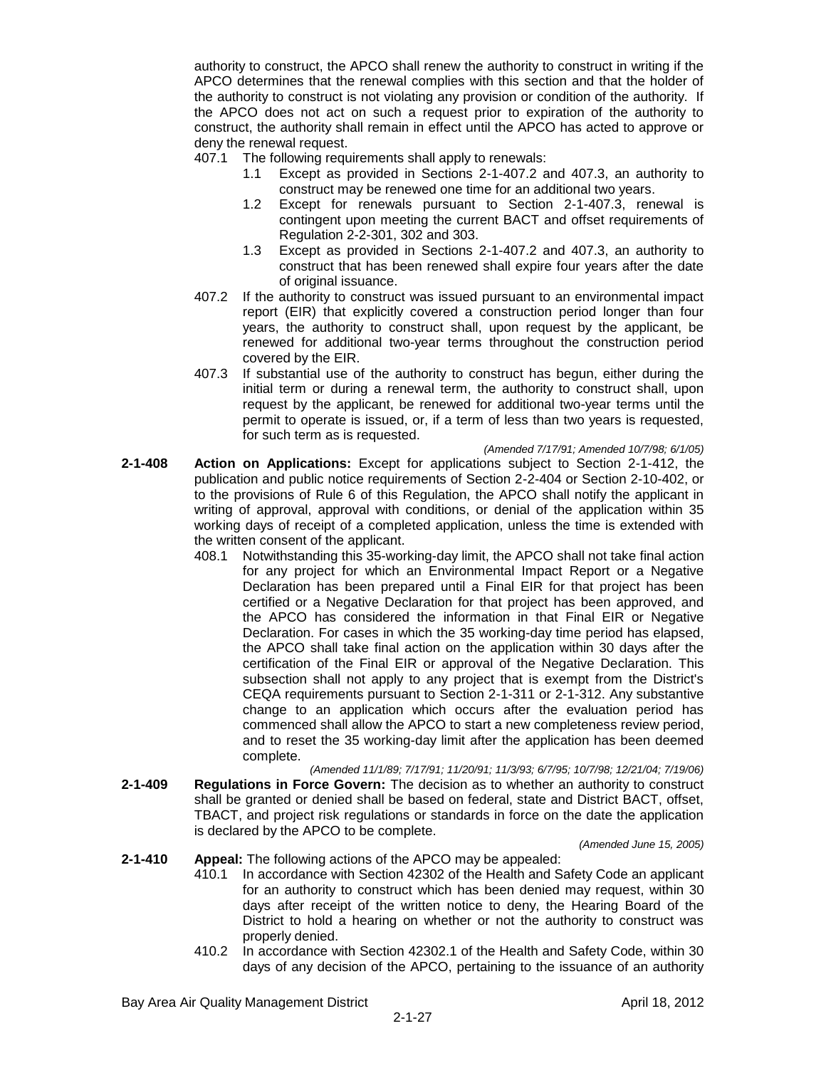authority to construct, the APCO shall renew the authority to construct in writing if the APCO determines that the renewal complies with this section and that the holder of the authority to construct is not violating any provision or condition of the authority. If the APCO does not act on such a request prior to expiration of the authority to construct, the authority shall remain in effect until the APCO has acted to approve or deny the renewal request.

407.1 The following requirements shall apply to renewals:

1.1 Except as provided in Sections 2-1-407.2 and 407.3, an authority to construct may be renewed one time for an additional two years.

1.2 Except for renewals pursuant to Section 2-1-407.3, renewal is contingent upon meeting the current BACT and offset requirements of Regulation 2-2-301, 302 and 303.

1.3 Except as provided in Sections 2-1-407.2 and 407.3, an authority to construct that has been renewed shall expire four years after the date of original issuance.

407.2 If the authority to construct was issued pursuant to an environmental impact report (EIR) that explicitly covered a construction period longer than four years, the authority to construct shall, upon request by the applicant, be renewed for additional two-year terms throughout the construction period covered by the EIR.

407.3 If substantial use of the authority to construct has begun, either during the initial term or during a renewal term, the authority to construct shall, upon request by the applicant, be renewed for additional two-year terms until the permit to operate is issued, or, if a term of less than two years is requested, for such term as is requested.

*(Amended 7/17/91; Amended 10/7/98; 6/1/05)*

**2-1-408 Action on Applications:** Except for applications subject to Section 2-1-412, the publication and public notice requirements of Section 2-2-404 or Section 2-10-402, or to the provisions of Rule 6 of this Regulation, the APCO shall notify the applicant in writing of approval, approval with conditions, or denial of the application within 35 working days of receipt of a completed application, unless the time is extended with the written consent of the applicant.

408.1 Notwithstanding this 35-working-day limit, the APCO shall not take final action for any project for which an Environmental Impact Report or a Negative Declaration has been prepared until a Final EIR for that project has been certified or a Negative Declaration for that project has been approved, and the APCO has considered the information in that Final EIR or Negative Declaration. For cases in which the 35 working-day time period has elapsed, the APCO shall take final action on the application within 30 days after the certification of the Final EIR or approval of the Negative Declaration. This subsection shall not apply to any project that is exempt from the District's CEQA requirements pursuant to Section 2-1-311 or 2-1-312. Any substantive change to an application which occurs after the evaluation period has commenced shall allow the APCO to start a new completeness review period, and to reset the 35 working-day limit after the application has been deemed complete.

*(Amended 11/1/89; 7/17/91; 11/20/91; 11/3/93; 6/7/95; 10/7/98; 12/21/04; 7/19/06)*

**2-1-409 Regulations in Force Govern:** The decision as to whether an authority to construct shall be granted or denied shall be based on federal, state and District BACT, offset, TBACT, and project risk regulations or standards in force on the date the application is declared by the APCO to be complete.

*(Amended June 15, 2005)*

**2-1-410 Appeal:** The following actions of the APCO may be appealed:

410.1 In accordance with Section 42302 of the Health and Safety Code an applicant for an authority to construct which has been denied may request, within 30 days after receipt of the written notice to deny, the Hearing Board of the District to hold a hearing on whether or not the authority to construct was properly denied.

410.2 In accordance with Section 42302.1 of the Health and Safety Code, within 30 days of any decision of the APCO, pertaining to the issuance of an authority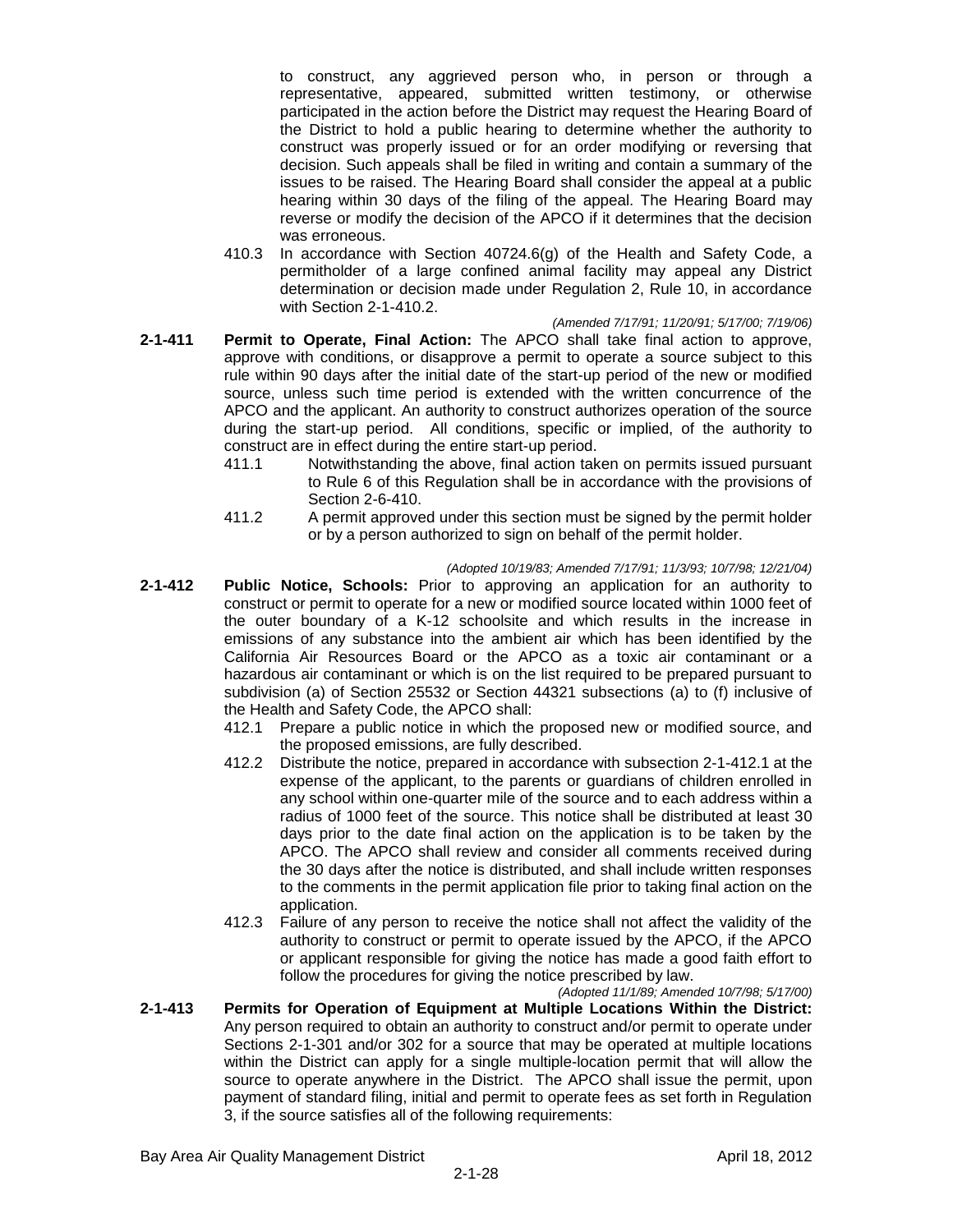to construct, any aggrieved person who, in person or through a representative, appeared, submitted written testimony, or otherwise participated in the action before the District may request the Hearing Board of the District to hold a public hearing to determine whether the authority to construct was properly issued or for an order modifying or reversing that decision. Such appeals shall be filed in writing and contain a summary of the issues to be raised. The Hearing Board shall consider the appeal at a public hearing within 30 days of the filing of the appeal. The Hearing Board may reverse or modify the decision of the APCO if it determines that the decision was erroneous.

410.3 In accordance with Section 40724.6(g) of the Health and Safety Code, a permitholder of a large confined animal facility may appeal any District determination or decision made under Regulation 2, Rule 10, in accordance with Section 2-1-410.2.

*(Amended 7/17/91; 11/20/91; 5/17/00; 7/19/06)*

**2-1-411 Permit to Operate, Final Action:** The APCO shall take final action to approve, approve with conditions, or disapprove a permit to operate a source subject to this rule within 90 days after the initial date of the start-up period of the new or modified source, unless such time period is extended with the written concurrence of the APCO and the applicant. An authority to construct authorizes operation of the source during the start-up period. All conditions, specific or implied, of the authority to construct are in effect during the entire start-up period.

411.1 Notwithstanding the above, final action taken on permits issued pursuant to Rule 6 of this Regulation shall be in accordance with the provisions of Section 2-6-410.

411.2 A permit approved under this section must be signed by the permit holder or by a person authorized to sign on behalf of the permit holder.

*(Adopted 10/19/83; Amended 7/17/91; 11/3/93; 10/7/98; 12/21/04)*

**2-1-412 Public Notice, Schools:** Prior to approving an application for an authority to construct or permit to operate for a new or modified source located within 1000 feet of the outer boundary of a K-12 schoolsite and which results in the increase in emissions of any substance into the ambient air which has been identified by the California Air Resources Board or the APCO as a toxic air contaminant or a hazardous air contaminant or which is on the list required to be prepared pursuant to subdivision (a) of Section 25532 or Section 44321 subsections (a) to (f) inclusive of the Health and Safety Code, the APCO shall:

412.1 Prepare a public notice in which the proposed new or modified source, and the proposed emissions, are fully described.

412.2 Distribute the notice, prepared in accordance with subsection 2-1-412.1 at the expense of the applicant, to the parents or guardians of children enrolled in any school within one-quarter mile of the source and to each address within a radius of 1000 feet of the source. This notice shall be distributed at least 30 days prior to the date final action on the application is to be taken by the APCO. The APCO shall review and consider all comments received during the 30 days after the notice is distributed, and shall include written responses to the comments in the permit application file prior to taking final action on the application.

412.3 Failure of any person to receive the notice shall not affect the validity of the authority to construct or permit to operate issued by the APCO, if the APCO or applicant responsible for giving the notice has made a good faith effort to follow the procedures for giving the notice prescribed by law.

*(Adopted 11/1/89; Amended 10/7/98; 5/17/00)*

**2-1-413 Permits for Operation of Equipment at Multiple Locations Within the District:** Any person required to obtain an authority to construct and/or permit to operate under Sections 2-1-301 and/or 302 for a source that may be operated at multiple locations within the District can apply for a single multiple-location permit that will allow the source to operate anywhere in the District. The APCO shall issue the permit, upon payment of standard filing, initial and permit to operate fees as set forth in Regulation 3, if the source satisfies all of the following requirements: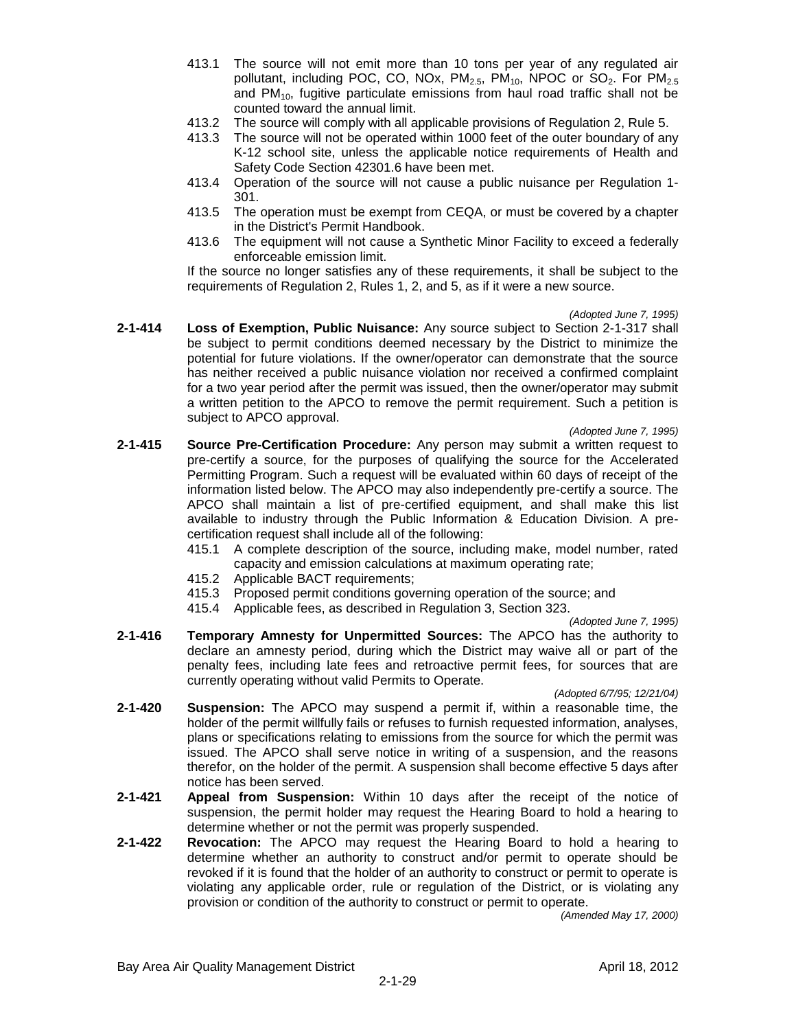413.1 The source will not emit more than 10 tons per year of any regulated air pollutant, including POC, CO, NOx, $PM_{2.5}$, $PM_{10}$, NPOC or $SO_2$. For $PM_{2.5}$ and $PM_{10}$, fugitive particulate emissions from haul road traffic shall not be counted toward the annual limit.

413.2 The source will comply with all applicable provisions of Regulation 2, Rule 5.

413.3 The source will not be operated within 1000 feet of the outer boundary of any K-12 school site, unless the applicable notice requirements of Health and Safety Code Section 42301.6 have been met.

413.4 Operation of the source will not cause a public nuisance per Regulation 1-301.

413.5 The operation must be exempt from CEQA, or must be covered by a chapter in the District's Permit Handbook.

413.6 The equipment will not cause a Synthetic Minor Facility to exceed a federally enforceable emission limit.

If the source no longer satisfies any of these requirements, it shall be subject to the requirements of Regulation 2, Rules 1, 2, and 5, as if it were a new source.

*(Adopted June 7, 1995)*

**2-1-414 Loss of Exemption, Public Nuisance:** Any source subject to Section 2-1-317 shall be subject to permit conditions deemed necessary by the District to minimize the potential for future violations. If the owner/operator can demonstrate that the source has neither received a public nuisance violation nor received a confirmed complaint for a two year period after the permit was issued, then the owner/operator may submit a written petition to the APCO to remove the permit requirement. Such a petition is subject to APCO approval.

*(Adopted June 7, 1995)*

**2-1-415 Source Pre-Certification Procedure:** Any person may submit a written request to pre-certify a source, for the purposes of qualifying the source for the Accelerated Permitting Program. Such a request will be evaluated within 60 days of receipt of the information listed below. The APCO may also independently pre-certify a source. The APCO shall maintain a list of pre-certified equipment, and shall make this list available to industry through the Public Information & Education Division. A pre-certification request shall include all of the following:

415.1 A complete description of the source, including make, model number, rated capacity and emission calculations at maximum operating rate;

415.2 Applicable BACT requirements;

415.3 Proposed permit conditions governing operation of the source; and

415.4 Applicable fees, as described in Regulation 3, Section 323.

*(Adopted June 7, 1995)*

**2-1-416 Temporary Amnesty for Unpermitted Sources:** The APCO has the authority to declare an amnesty period, during which the District may waive all or part of the penalty fees, including late fees and retroactive permit fees, for sources that are currently operating without valid Permits to Operate.

*(Adopted 6/7/95; 12/21/04)*

**2-1-420 Suspension:** The APCO may suspend a permit if, within a reasonable time, the holder of the permit willfully fails or refuses to furnish requested information, analyses, plans or specifications relating to emissions from the source for which the permit was issued. The APCO shall serve notice in writing of a suspension, and the reasons therefor, on the holder of the permit. A suspension shall become effective 5 days after notice has been served.

**2-1-421 Appeal from Suspension:** Within 10 days after the receipt of the notice of suspension, the permit holder may request the Hearing Board to hold a hearing to determine whether or not the permit was properly suspended.

**2-1-422 Revocation:** The APCO may request the Hearing Board to hold a hearing to determine whether an authority to construct and/or permit to operate should be revoked if it is found that the holder of an authority to construct or permit to operate is violating any applicable order, rule or regulation of the District, or is violating any provision or condition of the authority to construct or permit to operate.

*(Amended May 17, 2000)*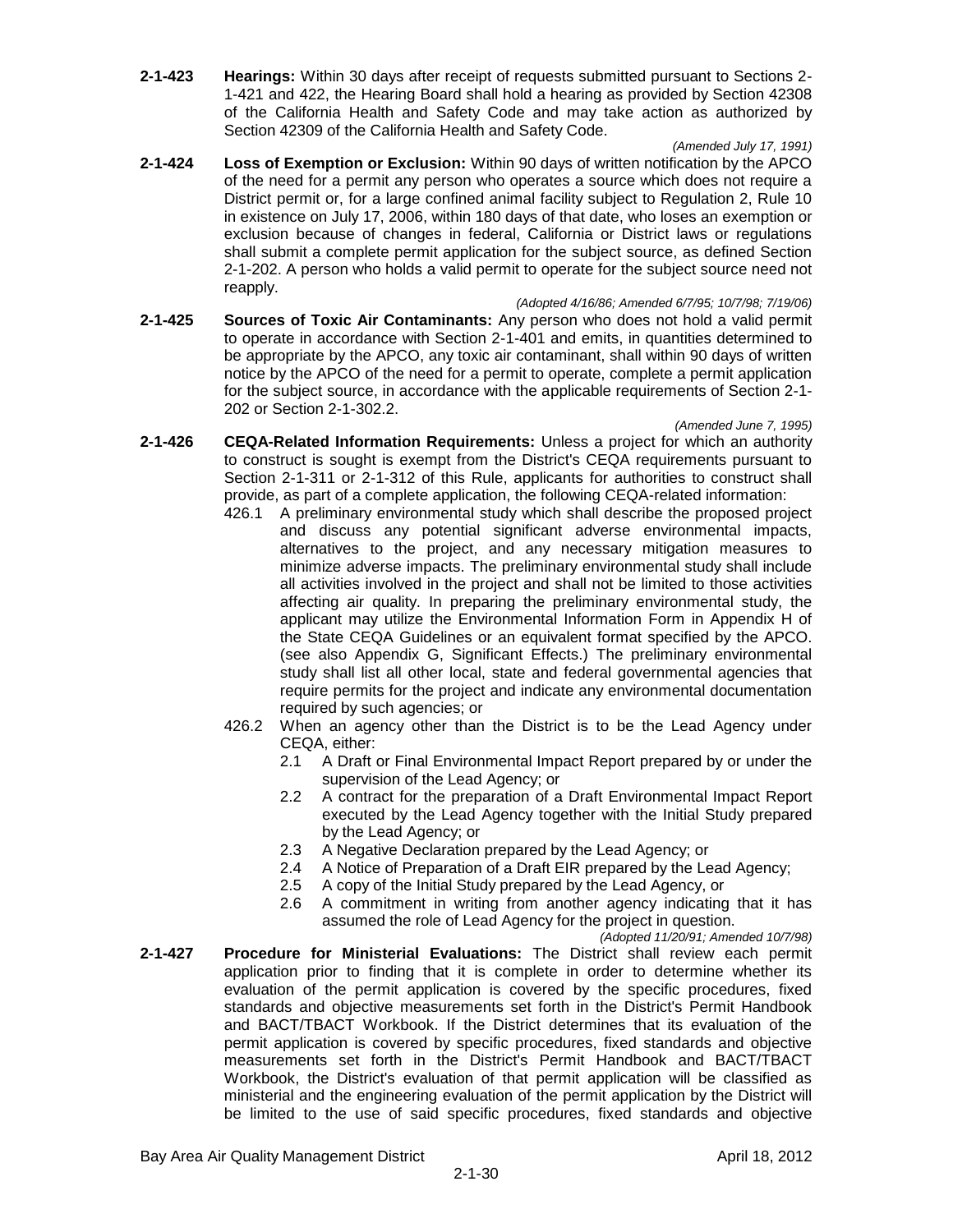**2-1-423 Hearings:** Within 30 days after receipt of requests submitted pursuant to Sections 2-1-421 and 422, the Hearing Board shall hold a hearing as provided by Section 42308 of the California Health and Safety Code and may take action as authorized by Section 42309 of the California Health and Safety Code.

*(Amended July 17, 1991)*

**2-1-424 Loss of Exemption or Exclusion:** Within 90 days of written notification by the APCO of the need for a permit any person who operates a source which does not require a District permit or, for a large confined animal facility subject to Regulation 2, Rule 10 in existence on July 17, 2006, within 180 days of that date, who loses an exemption or exclusion because of changes in federal, California or District laws or regulations shall submit a complete permit application for the subject source, as defined Section 2-1-202. A person who holds a valid permit to operate for the subject source need not reapply.

*(Adopted 4/16/86; Amended 6/7/95; 10/7/98; 7/19/06)*

**2-1-425 Sources of Toxic Air Contaminants:** Any person who does not hold a valid permit to operate in accordance with Section 2-1-401 and emits, in quantities determined to be appropriate by the APCO, any toxic air contaminant, shall within 90 days of written notice by the APCO of the need for a permit to operate, complete a permit application for the subject source, in accordance with the applicable requirements of Section 2-1-202 or Section 2-1-302.2.

*(Amended June 7, 1995)*

**2-1-426 CEQA-Related Information Requirements:** Unless a project for which an authority to construct is sought is exempt from the District's CEQA requirements pursuant to Section 2-1-311 or 2-1-312 of this Rule, applicants for authorities to construct shall provide, as part of a complete application, the following CEQA-related information:

426.1 A preliminary environmental study which shall describe the proposed project and discuss any potential significant adverse environmental impacts, alternatives to the project, and any necessary mitigation measures to minimize adverse impacts. The preliminary environmental study shall include all activities involved in the project and shall not be limited to those activities affecting air quality. In preparing the preliminary environmental study, the applicant may utilize the Environmental Information Form in Appendix H of the State CEQA Guidelines or an equivalent format specified by the APCO. (see also Appendix G, Significant Effects.) The preliminary environmental study shall list all other local, state and federal governmental agencies that require permits for the project and indicate any environmental documentation required by such agencies; or

426.2 When an agency other than the District is to be the Lead Agency under CEQA, either:

- 2.1 A Draft or Final Environmental Impact Report prepared by or under the supervision of the Lead Agency; or
- 2.2 A contract for the preparation of a Draft Environmental Impact Report executed by the Lead Agency together with the Initial Study prepared by the Lead Agency; or
- 2.3 A Negative Declaration prepared by the Lead Agency; or
- 2.4 A Notice of Preparation of a Draft EIR prepared by the Lead Agency;
- 2.5 A copy of the Initial Study prepared by the Lead Agency, or
- 2.6 A commitment in writing from another agency indicating that it has assumed the role of Lead Agency for the project in question.

*(Adopted 11/20/91; Amended 10/7/98)*

**2-1-427 Procedure for Ministerial Evaluations:** The District shall review each permit application prior to finding that it is complete in order to determine whether its evaluation of the permit application is covered by the specific procedures, fixed standards and objective measurements set forth in the District's Permit Handbook and BACT/TBACT Workbook. If the District determines that its evaluation of the permit application is covered by specific procedures, fixed standards and objective measurements set forth in the District's Permit Handbook and BACT/TBACT Workbook, the District's evaluation of that permit application will be classified as ministerial and the engineering evaluation of the permit application by the District will be limited to the use of said specific procedures, fixed standards and objective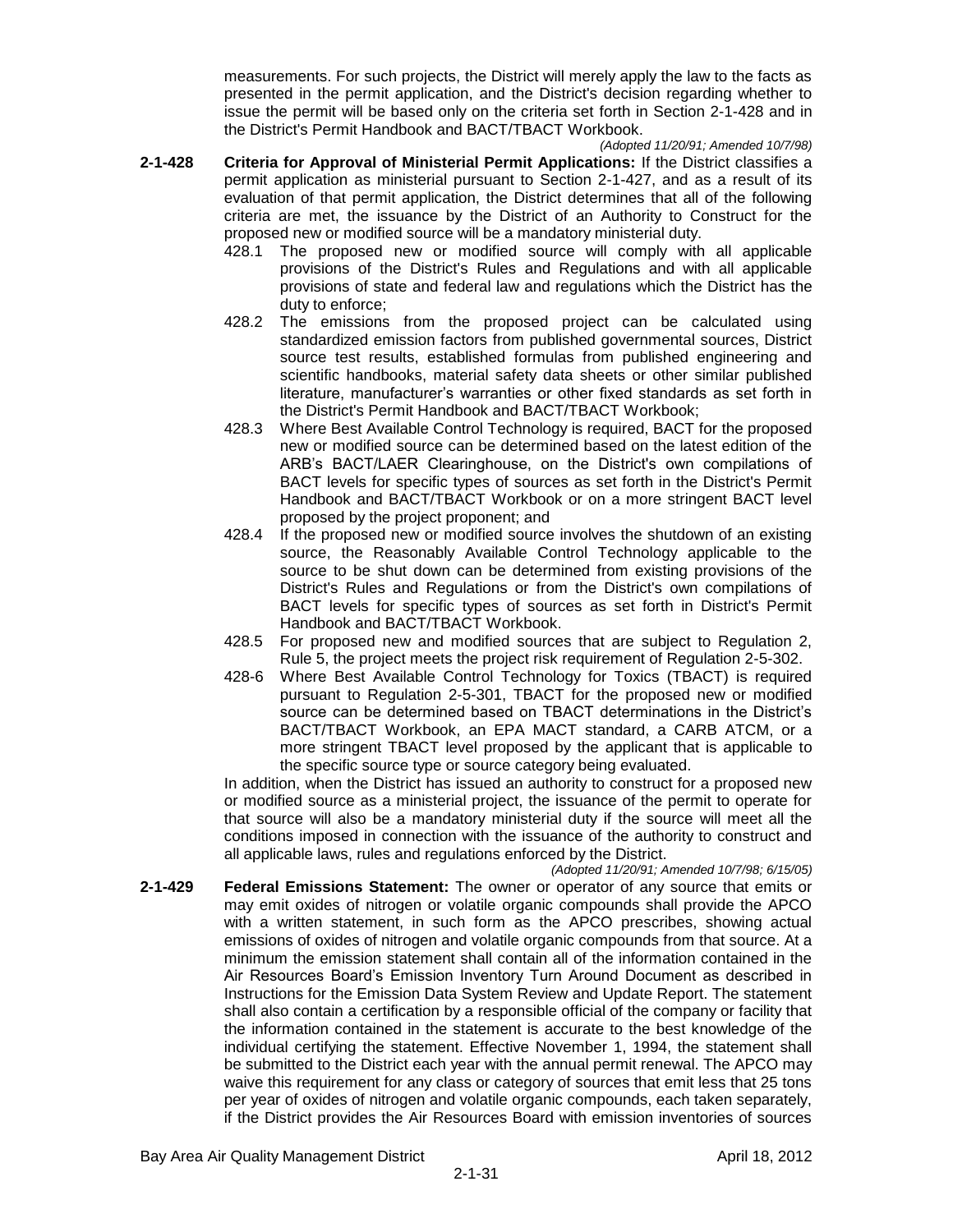measurements. For such projects, the District will merely apply the law to the facts as presented in the permit application, and the District's decision regarding whether to issue the permit will be based only on the criteria set forth in Section 2-1-428 and in the District's Permit Handbook and BACT/TBACT Workbook.

*(Adopted 11/20/91; Amended 10/7/98)*

**2-1-428 Criteria for Approval of Ministerial Permit Applications:** If the District classifies a permit application as ministerial pursuant to Section 2-1-427, and as a result of its evaluation of that permit application, the District determines that all of the following criteria are met, the issuance by the District of an Authority to Construct for the proposed new or modified source will be a mandatory ministerial duty.

428.1 The proposed new or modified source will comply with all applicable provisions of the District's Rules and Regulations and with all applicable provisions of state and federal law and regulations which the District has the duty to enforce;

428.2 The emissions from the proposed project can be calculated using standardized emission factors from published governmental sources, District source test results, established formulas from published engineering and scientific handbooks, material safety data sheets or other similar published literature, manufacturer's warranties or other fixed standards as set forth in the District's Permit Handbook and BACT/TBACT Workbook;

428.3 Where Best Available Control Technology is required, BACT for the proposed new or modified source can be determined based on the latest edition of the ARB's BACT/LAER Clearinghouse, on the District's own compilations of BACT levels for specific types of sources as set forth in the District's Permit Handbook and BACT/TBACT Workbook or on a more stringent BACT level proposed by the project proponent; and

428.4 If the proposed new or modified source involves the shutdown of an existing source, the Reasonably Available Control Technology applicable to the source to be shut down can be determined from existing provisions of the District's Rules and Regulations or from the District's own compilations of BACT levels for specific types of sources as set forth in District's Permit Handbook and BACT/TBACT Workbook.

428.5 For proposed new and modified sources that are subject to Regulation 2, Rule 5, the project meets the project risk requirement of Regulation 2-5-302.

428-6 Where Best Available Control Technology for Toxics (TBACT) is required pursuant to Regulation 2-5-301, TBACT for the proposed new or modified source can be determined based on TBACT determinations in the District's BACT/TBACT Workbook, an EPA MACT standard, a CARB ATCM, or a more stringent TBACT level proposed by the applicant that is applicable to the specific source type or source category being evaluated.

In addition, when the District has issued an authority to construct for a proposed new or modified source as a ministerial project, the issuance of the permit to operate for that source will also be a mandatory ministerial duty if the source will meet all the conditions imposed in connection with the issuance of the authority to construct and all applicable laws, rules and regulations enforced by the District.

*(Adopted 11/20/91; Amended 10/7/98; 6/15/05)*

**2-1-429 Federal Emissions Statement:** The owner or operator of any source that emits or may emit oxides of nitrogen or volatile organic compounds shall provide the APCO with a written statement, in such form as the APCO prescribes, showing actual emissions of oxides of nitrogen and volatile organic compounds from that source. At a minimum the emission statement shall contain all of the information contained in the Air Resources Board's Emission Inventory Turn Around Document as described in Instructions for the Emission Data System Review and Update Report. The statement shall also contain a certification by a responsible official of the company or facility that the information contained in the statement is accurate to the best knowledge of the individual certifying the statement. Effective November 1, 1994, the statement shall be submitted to the District each year with the annual permit renewal. The APCO may waive this requirement for any class or category of sources that emit less that 25 tons per year of oxides of nitrogen and volatile organic compounds, each taken separately, if the District provides the Air Resources Board with emission inventories of sources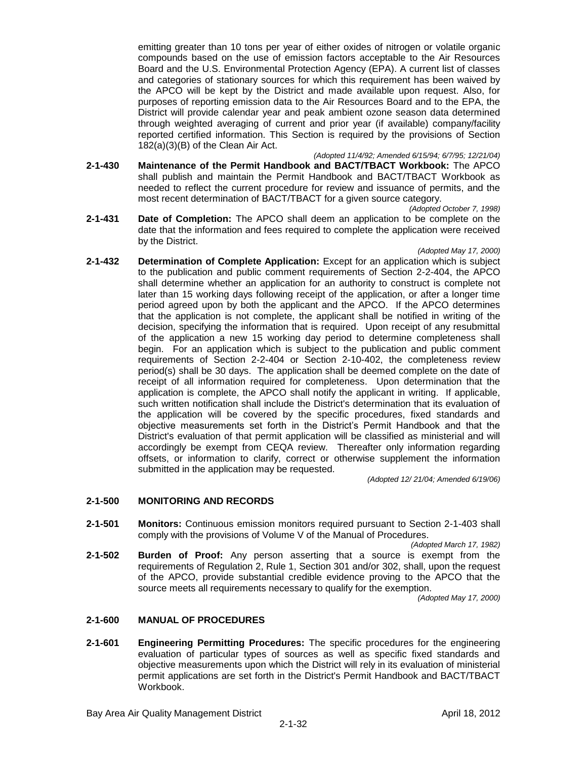emitting greater than 10 tons per year of either oxides of nitrogen or volatile organic compounds based on the use of emission factors acceptable to the Air Resources Board and the U.S. Environmental Protection Agency (EPA). A current list of classes and categories of stationary sources for which this requirement has been waived by the APCO will be kept by the District and made available upon request. Also, for purposes of reporting emission data to the Air Resources Board and to the EPA, the District will provide calendar year and peak ambient ozone season data determined through weighted averaging of current and prior year (if available) company/facility reported certified information. This Section is required by the provisions of Section 182(a)(3)(B) of the Clean Air Act.

*(Adopted 11/4/92; Amended 6/15/94; 6/7/95; 12/21/04)*

**2-1-430 Maintenance of the Permit Handbook and BACT/TBACT Workbook:** The APCO shall publish and maintain the Permit Handbook and BACT/TBACT Workbook as needed to reflect the current procedure for review and issuance of permits, and the most recent determination of BACT/TBACT for a given source category.

*(Adopted October 7, 1998)*

**2-1-431 Date of Completion:** The APCO shall deem an application to be complete on the date that the information and fees required to complete the application were received by the District.

*(Adopted May 17, 2000)*

**2-1-432 Determination of Complete Application:** Except for an application which is subject to the publication and public comment requirements of Section 2-2-404, the APCO shall determine whether an application for an authority to construct is complete not later than 15 working days following receipt of the application, or after a longer time period agreed upon by both the applicant and the APCO. If the APCO determines that the application is not complete, the applicant shall be notified in writing of the decision, specifying the information that is required. Upon receipt of any resubmittal of the application a new 15 working day period to determine completeness shall begin. For an application which is subject to the publication and public comment requirements of Section 2-2-404 or Section 2-10-402, the completeness review period(s) shall be 30 days. The application shall be deemed complete on the date of receipt of all information required for completeness. Upon determination that the application is complete, the APCO shall notify the applicant in writing. If applicable, such written notification shall include the District's determination that its evaluation of the application will be covered by the specific procedures, fixed standards and objective measurements set forth in the District's Permit Handbook and that the District's evaluation of that permit application will be classified as ministerial and will accordingly be exempt from CEQA review. Thereafter only information regarding offsets, or information to clarify, correct or otherwise supplement the information submitted in the application may be requested.

*(Adopted 12/ 21/04; Amended 6/19/06)*

## 2-1-500 MONITORING AND RECORDS

**2-1-501 Monitors:** Continuous emission monitors required pursuant to Section 2-1-403 shall comply with the provisions of Volume V of the Manual of Procedures.

*(Adopted March 17, 1982)*

**2-1-502 Burden of Proof:** Any person asserting that a source is exempt from the requirements of Regulation 2, Rule 1, Section 301 and/or 302, shall, upon the request of the APCO, provide substantial credible evidence proving to the APCO that the source meets all requirements necessary to qualify for the exemption.

*(Adopted May 17, 2000)*

## 2-1-600 MANUAL OF PROCEDURES

**2-1-601 Engineering Permitting Procedures:** The specific procedures for the engineering evaluation of particular types of sources as well as specific fixed standards and objective measurements upon which the District will rely in its evaluation of ministerial permit applications are set forth in the District's Permit Handbook and BACT/TBACT Workbook.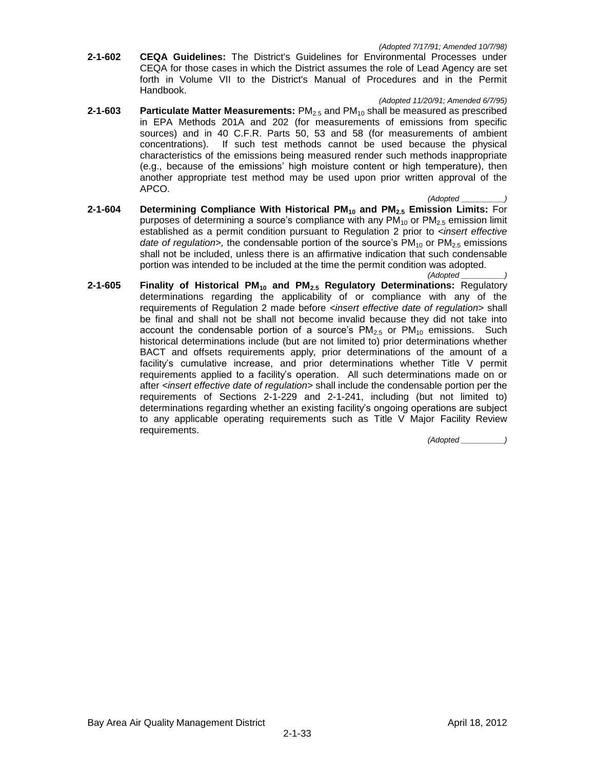*(Adopted 7/17/91; Amended 10/7/98)*

**2-1-602 CEQA Guidelines:** The District's Guidelines for Environmental Processes under CEQA for those cases in which the District assumes the role of Lead Agency are set forth in Volume VII to the District's Manual of Procedures and in the Permit Handbook.

*(Adopted 11/20/91; Amended 6/7/95)*

**2-1-603 Particulate Matter Measurements:** $PM_{2.5}$ and $PM_{10}$ shall be measured as prescribed in EPA Methods 201A and 202 (for measurements of emissions from specific sources) and in 40 C.F.R. Parts 50, 53 and 58 (for measurements of ambient concentrations). If such test methods cannot be used because the physical characteristics of the emissions being measured render such methods inappropriate (e.g., because of the emissions' high moisture content or high temperature), then another appropriate test method may be used upon prior written approval of the APCO.

*(Adopted __________)*

**2-1-604 Determining Compliance With Historical $PM_{10}$ and $PM_{2.5}$ Emission Limits:** For purposes of determining a source's compliance with any $PM_{10}$ or $PM_{2.5}$ emission limit established as a permit condition pursuant to Regulation 2 prior to <*insert effective date of regulation*>*,* the condensable portion of the source's $PM_{10}$ or $PM_{2.5}$ emissions shall not be included, unless there is an affirmative indication that such condensable portion was intended to be included at the time the permit condition was adopted.

*(Adopted __________)*

**2-1-605 Finality of Historical $PM_{10}$ and $PM_{2.5}$ Regulatory Determinations:** Regulatory determinations regarding the applicability of or compliance with any of the requirements of Regulation 2 made before <*insert effective date of regulation*> shall be final and shall not be shall not become invalid because they did not take into account the condensable portion of a source's $PM_{2.5}$ or $PM_{10}$ emissions. Such historical determinations include (but are not limited to) prior determinations whether BACT and offsets requirements apply, prior determinations of the amount of a facility's cumulative increase, and prior determinations whether Title V permit requirements applied to a facility's operation. All such determinations made on or after <*insert effective date of regulation*> shall include the condensable portion per the requirements of Sections 2-1-229 and 2-1-241, including (but not limited to) determinations regarding whether an existing facility's ongoing operations are subject to any applicable operating requirements such as Title V Major Facility Review requirements.

*(Adopted __________)*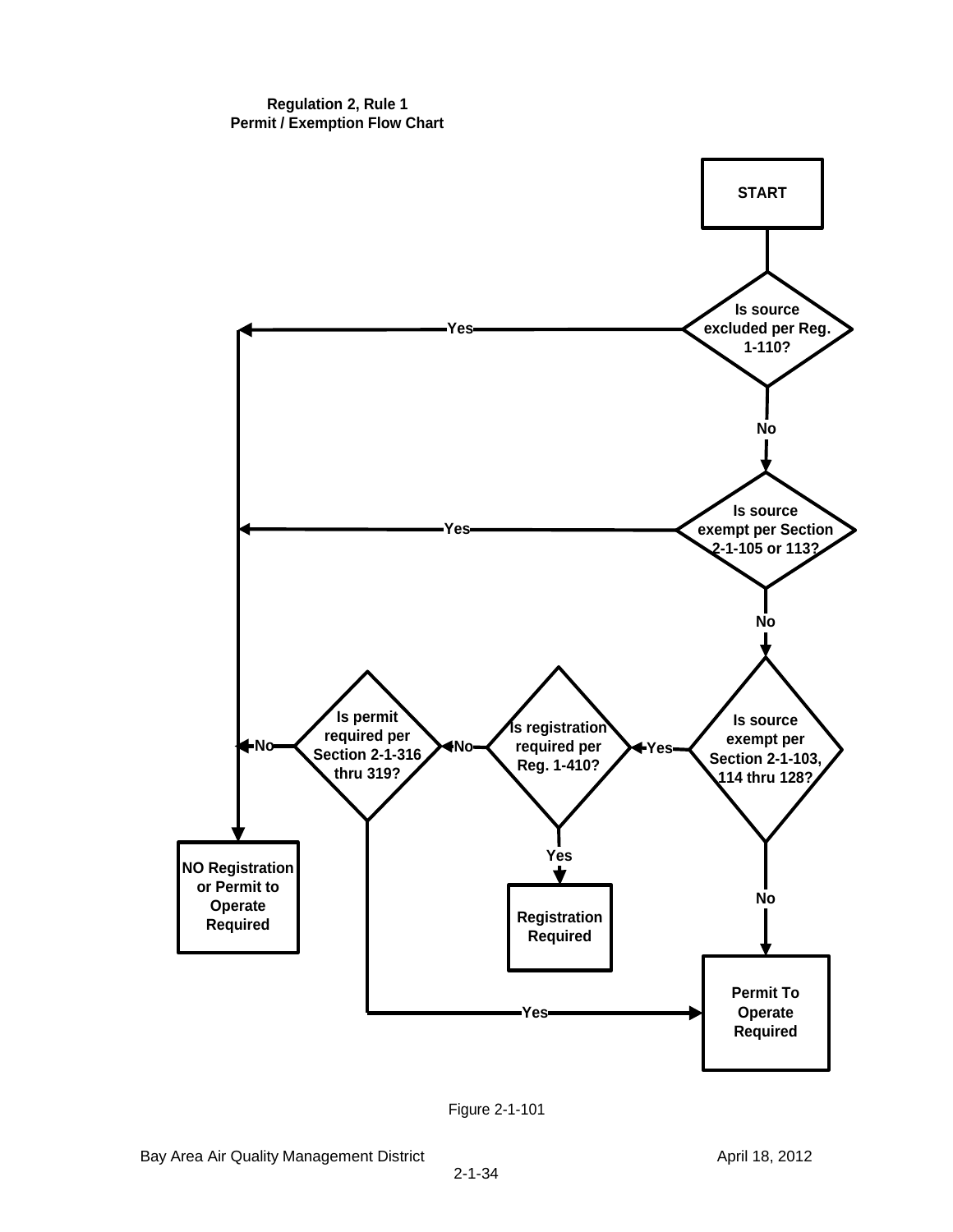**Regulation 2, Rule 1**
**Permit / Exemption Flow Chart**

START

Is source excluded per Reg. 1-110?

Yes

No

Is source exempt per Section 2-1-105 or 113?

Yes

No

Is source exempt per Section 2-1-103, 114 thru 128?

Yes

No

Is registration required per Reg. 1-410?

No

Yes

Is permit required per Section 2-1-316 thru 319?

No

Yes

NO Registration or Permit to Operate Required

Registration Required

Permit To Operate Required

Figure 2-1-101